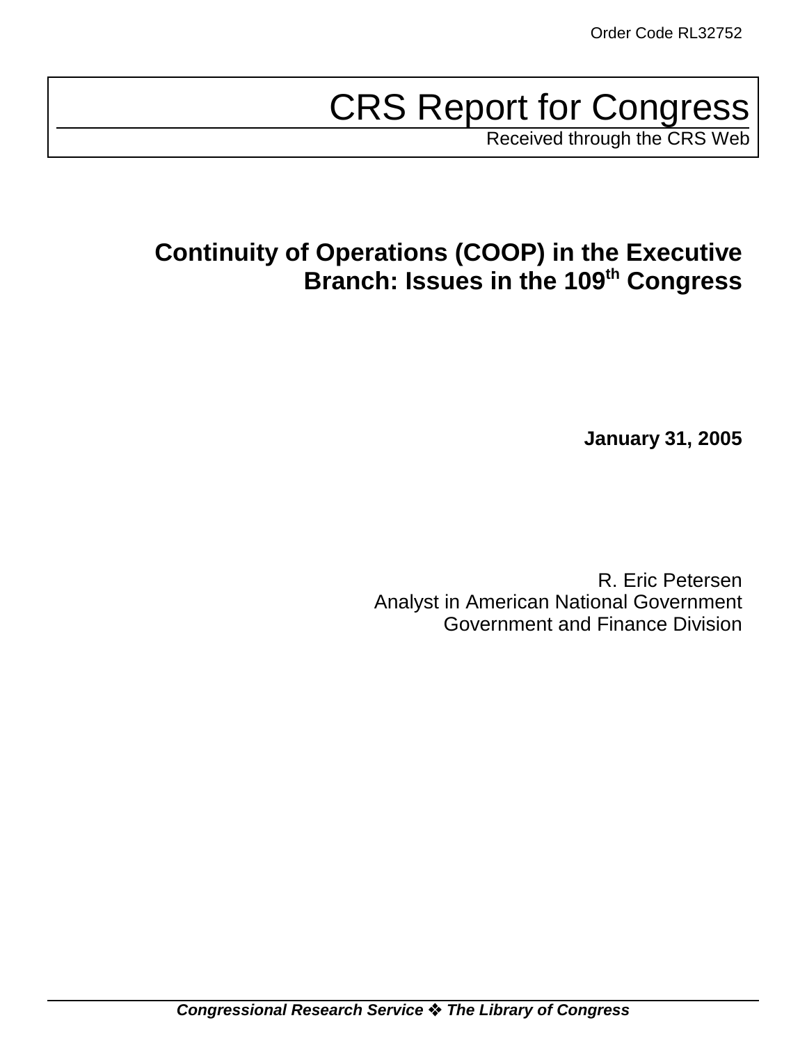Order Code RL32752

# CRS Report for Congress

Received through the CRS Web

## Continuity of Operations (COOP) in the Executive Branch: Issues in the 109th Congress

**January 31, 2005**

R. Eric Petersen
Analyst in American National Government
Government and Finance Division

***Congressional Research Service ❖ The Library of Congress***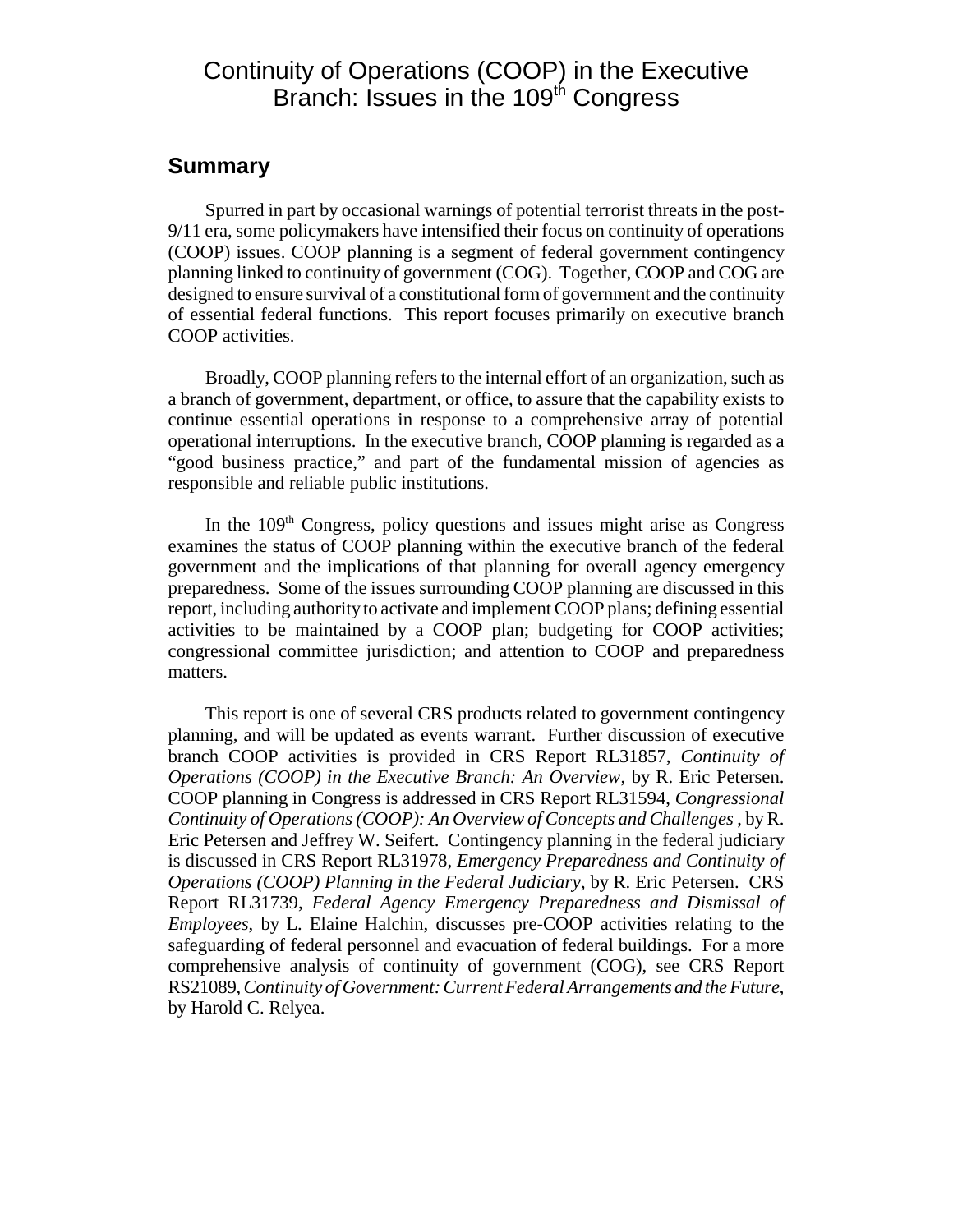# Continuity of Operations (COOP) in the Executive Branch: Issues in the 109th Congress

## Summary

Spurred in part by occasional warnings of potential terrorist threats in the post-9/11 era, some policymakers have intensified their focus on continuity of operations (COOP) issues. COOP planning is a segment of federal government contingency planning linked to continuity of government (COG). Together, COOP and COG are designed to ensure survival of a constitutional form of government and the continuity of essential federal functions. This report focuses primarily on executive branch COOP activities.

Broadly, COOP planning refers to the internal effort of an organization, such as a branch of government, department, or office, to assure that the capability exists to continue essential operations in response to a comprehensive array of potential operational interruptions. In the executive branch, COOP planning is regarded as a "good business practice," and part of the fundamental mission of agencies as responsible and reliable public institutions.

In the 109th Congress, policy questions and issues might arise as Congress examines the status of COOP planning within the executive branch of the federal government and the implications of that planning for overall agency emergency preparedness. Some of the issues surrounding COOP planning are discussed in this report, including authority to activate and implement COOP plans; defining essential activities to be maintained by a COOP plan; budgeting for COOP activities; congressional committee jurisdiction; and attention to COOP and preparedness matters.

This report is one of several CRS products related to government contingency planning, and will be updated as events warrant. Further discussion of executive branch COOP activities is provided in CRS Report RL31857, *Continuity of Operations (COOP) in the Executive Branch: An Overview*, by R. Eric Petersen. COOP planning in Congress is addressed in CRS Report RL31594, *Congressional Continuity of Operations (COOP): An Overview of Concepts and Challenges* , by R. Eric Petersen and Jeffrey W. Seifert. Contingency planning in the federal judiciary is discussed in CRS Report RL31978, *Emergency Preparedness and Continuity of Operations (COOP) Planning in the Federal Judiciary*, by R. Eric Petersen. CRS Report RL31739, *Federal Agency Emergency Preparedness and Dismissal of Employees*, by L. Elaine Halchin, discusses pre-COOP activities relating to the safeguarding of federal personnel and evacuation of federal buildings. For a more comprehensive analysis of continuity of government (COG), see CRS Report RS21089, *Continuity of Government: Current Federal Arrangements and the Future*, by Harold C. Relyea.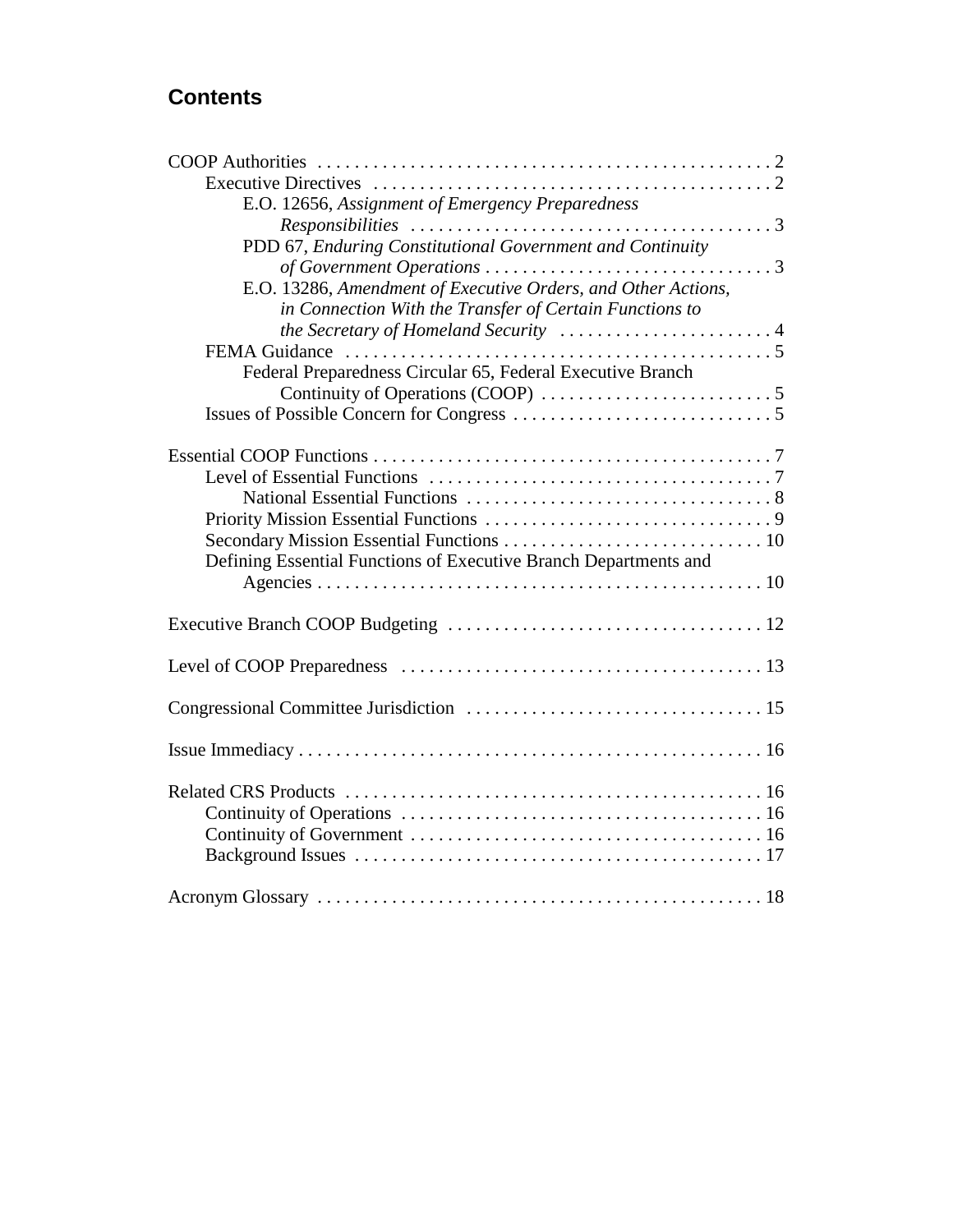## Contents

COOP Authorities . . . . . . . . . . . . . . . . . . . . . . . . . . . . . . . . . . . . . . . . . . . . . . . . 2
    Executive Directives . . . . . . . . . . . . . . . . . . . . . . . . . . . . . . . . . . . . . . . . . . . 2
        E.O. 12656, *Assignment of Emergency Preparedness Responsibilities* . . . . . . . . . . . . . . . . . . . . . . . . . . . . . . . . . . . . . . 3
        PDD 67, *Enduring Constitutional Government and Continuity of Government Operations* . . . . . . . . . . . . . . . . . . . . . . . . . . . . . . 3
        E.O. 13286, *Amendment of Executive Orders, and Other Actions, in Connection With the Transfer of Certain Functions to the Secretary of Homeland Security* . . . . . . . . . . . . . . . . . . . . . . . 4
    FEMA Guidance . . . . . . . . . . . . . . . . . . . . . . . . . . . . . . . . . . . . . . . . . . . . . . 5
        Federal Preparedness Circular 65, Federal Executive Branch Continuity of Operations (COOP) . . . . . . . . . . . . . . . . . . . . . . . . . 5
    Issues of Possible Concern for Congress . . . . . . . . . . . . . . . . . . . . . . . . . . . . 5

Essential COOP Functions . . . . . . . . . . . . . . . . . . . . . . . . . . . . . . . . . . . . . . . . . . . 7
    Level of Essential Functions . . . . . . . . . . . . . . . . . . . . . . . . . . . . . . . . . . . . . 7
        National Essential Functions . . . . . . . . . . . . . . . . . . . . . . . . . . . . . . . . . 8
    Priority Mission Essential Functions . . . . . . . . . . . . . . . . . . . . . . . . . . . . . . . 9
    Secondary Mission Essential Functions . . . . . . . . . . . . . . . . . . . . . . . . . . . . 10
    Defining Essential Functions of Executive Branch Departments and Agencies . . . . . . . . . . . . . . . . . . . . . . . . . . . . . . . . . . . . . . . . . . . . . . . . 10

Executive Branch COOP Budgeting . . . . . . . . . . . . . . . . . . . . . . . . . . . . . . . . . . 12

Level of COOP Preparedness . . . . . . . . . . . . . . . . . . . . . . . . . . . . . . . . . . . . . . . 13

Congressional Committee Jurisdiction . . . . . . . . . . . . . . . . . . . . . . . . . . . . . . . . 15

Issue Immediacy . . . . . . . . . . . . . . . . . . . . . . . . . . . . . . . . . . . . . . . . . . . . . . . . . . 16

Related CRS Products . . . . . . . . . . . . . . . . . . . . . . . . . . . . . . . . . . . . . . . . . . . . . 16
    Continuity of Operations . . . . . . . . . . . . . . . . . . . . . . . . . . . . . . . . . . . . . . . 16
    Continuity of Government . . . . . . . . . . . . . . . . . . . . . . . . . . . . . . . . . . . . . . 16
    Background Issues . . . . . . . . . . . . . . . . . . . . . . . . . . . . . . . . . . . . . . . . . . . . 17

Acronym Glossary . . . . . . . . . . . . . . . . . . . . . . . . . . . . . . . . . . . . . . . . . . . . . . . . 18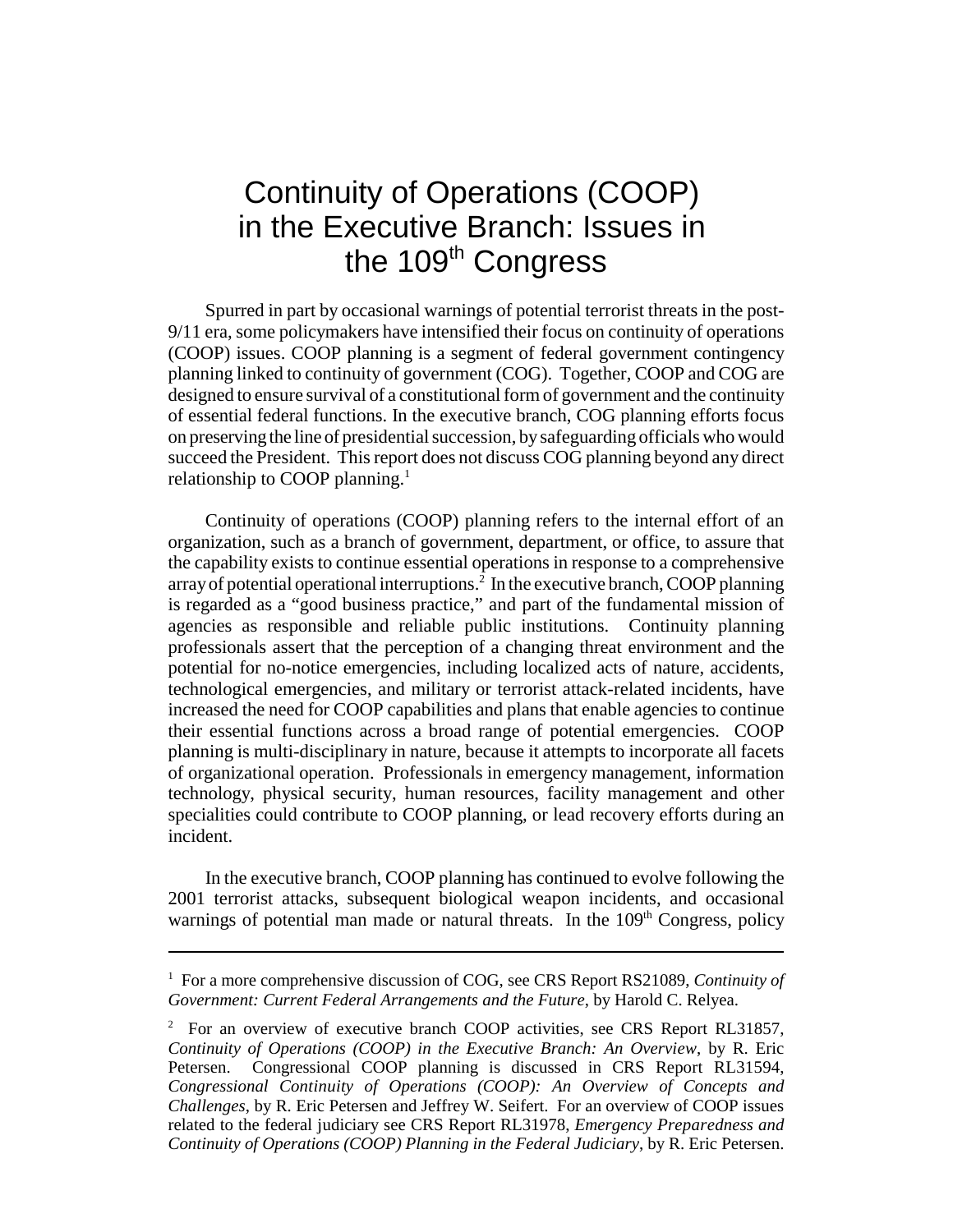# Continuity of Operations (COOP) in the Executive Branch: Issues in the 109th Congress

Spurred in part by occasional warnings of potential terrorist threats in the post-9/11 era, some policymakers have intensified their focus on continuity of operations (COOP) issues. COOP planning is a segment of federal government contingency planning linked to continuity of government (COG). Together, COOP and COG are designed to ensure survival of a constitutional form of government and the continuity of essential federal functions. In the executive branch, COG planning efforts focus on preserving the line of presidential succession, by safeguarding officials who would succeed the President. This report does not discuss COG planning beyond any direct relationship to COOP planning.[1]

Continuity of operations (COOP) planning refers to the internal effort of an organization, such as a branch of government, department, or office, to assure that the capability exists to continue essential operations in response to a comprehensive array of potential operational interruptions.[2] In the executive branch, COOP planning is regarded as a "good business practice," and part of the fundamental mission of agencies as responsible and reliable public institutions. Continuity planning professionals assert that the perception of a changing threat environment and the potential for no-notice emergencies, including localized acts of nature, accidents, technological emergencies, and military or terrorist attack-related incidents, have increased the need for COOP capabilities and plans that enable agencies to continue their essential functions across a broad range of potential emergencies. COOP planning is multi-disciplinary in nature, because it attempts to incorporate all facets of organizational operation. Professionals in emergency management, information technology, physical security, human resources, facility management and other specialities could contribute to COOP planning, or lead recovery efforts during an incident.

In the executive branch, COOP planning has continued to evolve following the 2001 terrorist attacks, subsequent biological weapon incidents, and occasional warnings of potential man made or natural threats. In the 109th Congress, policy

---

[1] For a more comprehensive discussion of COG, see CRS Report RS21089, *Continuity of Government: Current Federal Arrangements and the Future*, by Harold C. Relyea.

[2] For an overview of executive branch COOP activities, see CRS Report RL31857, *Continuity of Operations (COOP) in the Executive Branch: An Overview*, by R. Eric Petersen. Congressional COOP planning is discussed in CRS Report RL31594, *Congressional Continuity of Operations (COOP): An Overview of Concepts and Challenges*, by R. Eric Petersen and Jeffrey W. Seifert. For an overview of COOP issues related to the federal judiciary see CRS Report RL31978, *Emergency Preparedness and Continuity of Operations (COOP) Planning in the Federal Judiciary*, by R. Eric Petersen.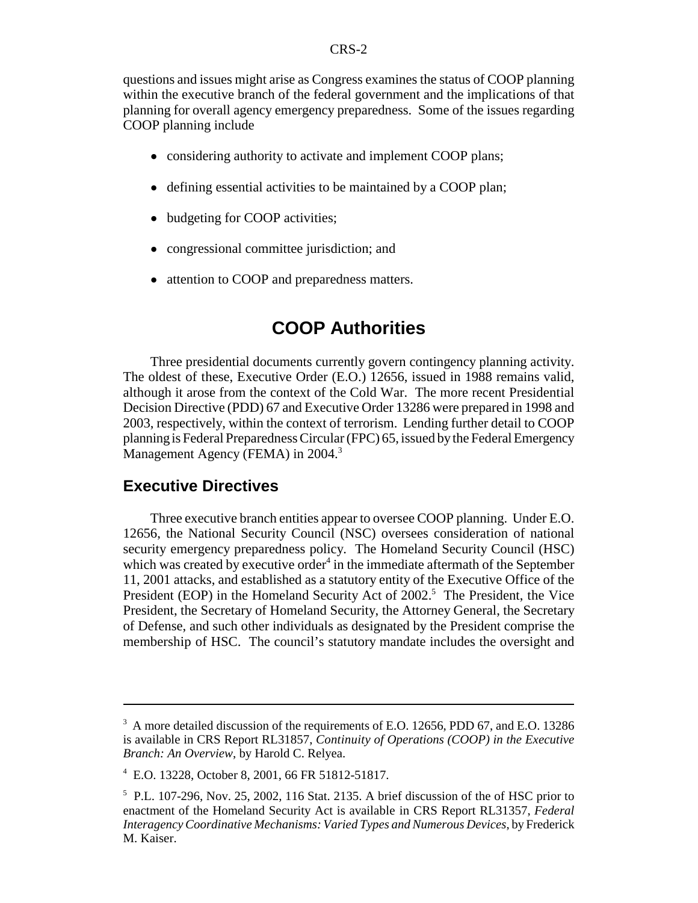questions and issues might arise as Congress examines the status of COOP planning within the executive branch of the federal government and the implications of that planning for overall agency emergency preparedness. Some of the issues regarding COOP planning include

- considering authority to activate and implement COOP plans;
- defining essential activities to be maintained by a COOP plan;
- budgeting for COOP activities;
- congressional committee jurisdiction; and
- attention to COOP and preparedness matters.

## COOP Authorities

Three presidential documents currently govern contingency planning activity. The oldest of these, Executive Order (E.O.) 12656, issued in 1988 remains valid, although it arose from the context of the Cold War. The more recent Presidential Decision Directive (PDD) 67 and Executive Order 13286 were prepared in 1998 and 2003, respectively, within the context of terrorism. Lending further detail to COOP planning is Federal Preparedness Circular (FPC) 65, issued by the Federal Emergency Management Agency (FEMA) in 2004.[3]

### Executive Directives

Three executive branch entities appear to oversee COOP planning. Under E.O. 12656, the National Security Council (NSC) oversees consideration of national security emergency preparedness policy. The Homeland Security Council (HSC) which was created by executive order[4] in the immediate aftermath of the September 11, 2001 attacks, and established as a statutory entity of the Executive Office of the President (EOP) in the Homeland Security Act of 2002.[5] The President, the Vice President, the Secretary of Homeland Security, the Attorney General, the Secretary of Defense, and such other individuals as designated by the President comprise the membership of HSC. The council's statutory mandate includes the oversight and

---

[3] A more detailed discussion of the requirements of E.O. 12656, PDD 67, and E.O. 13286 is available in CRS Report RL31857, *Continuity of Operations (COOP) in the Executive Branch: An Overview*, by Harold C. Relyea.

[4] E.O. 13228, October 8, 2001, 66 FR 51812-51817.

[5] P.L. 107-296, Nov. 25, 2002, 116 Stat. 2135. A brief discussion of the of HSC prior to enactment of the Homeland Security Act is available in CRS Report RL31357, *Federal Interagency Coordinative Mechanisms: Varied Types and Numerous Devices*, by Frederick M. Kaiser.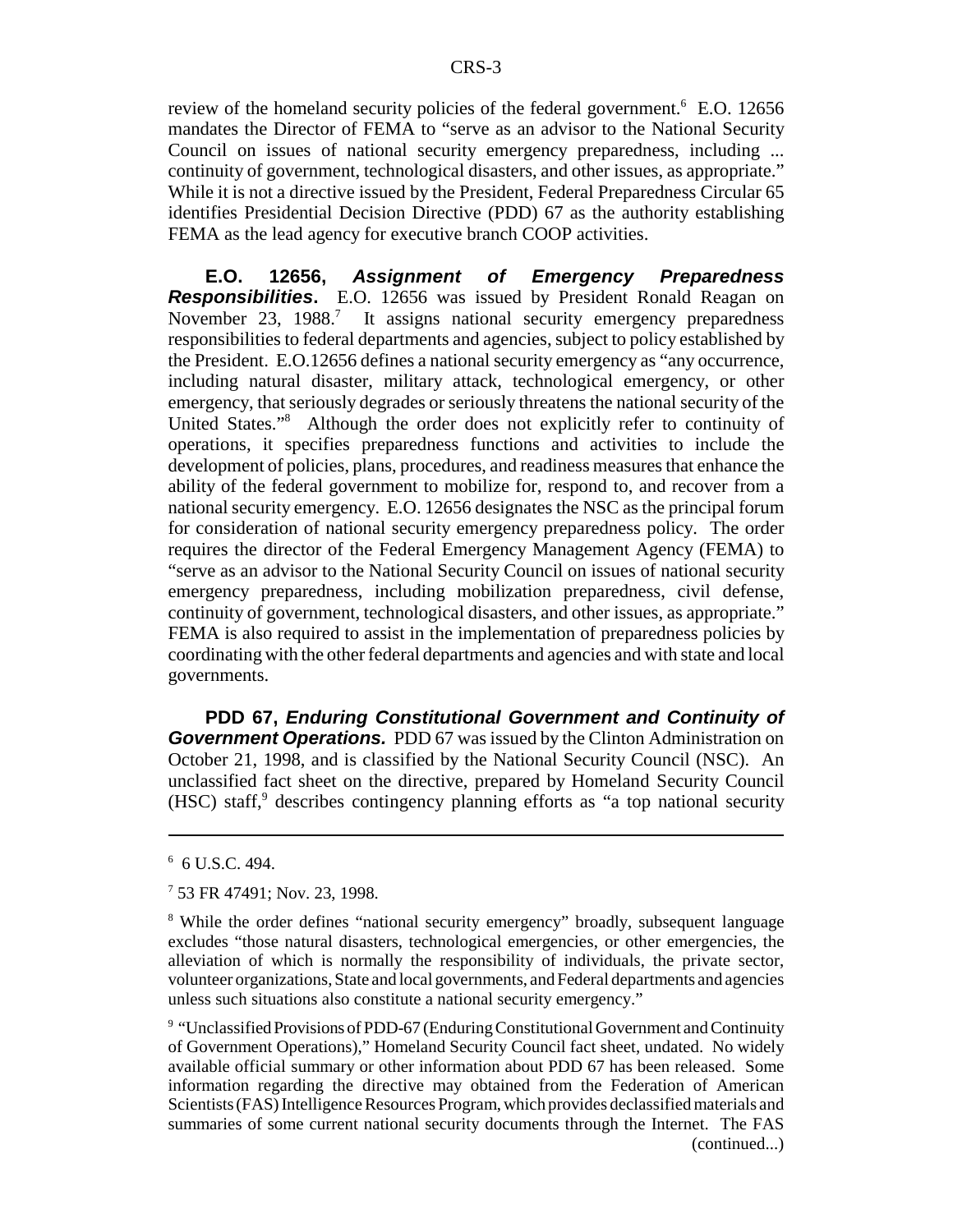review of the homeland security policies of the federal government.[6] E.O. 12656 mandates the Director of FEMA to "serve as an advisor to the National Security Council on issues of national security emergency preparedness, including ... continuity of government, technological disasters, and other issues, as appropriate." While it is not a directive issued by the President, Federal Preparedness Circular 65 identifies Presidential Decision Directive (PDD) 67 as the authority establishing FEMA as the lead agency for executive branch COOP activities.

**E.O. 12656, *Assignment of Emergency Preparedness Responsibilities*.** E.O. 12656 was issued by President Ronald Reagan on November 23, 1988.[7] It assigns national security emergency preparedness responsibilities to federal departments and agencies, subject to policy established by the President. E.O.12656 defines a national security emergency as "any occurrence, including natural disaster, military attack, technological emergency, or other emergency, that seriously degrades or seriously threatens the national security of the United States."[8] Although the order does not explicitly refer to continuity of operations, it specifies preparedness functions and activities to include the development of policies, plans, procedures, and readiness measures that enhance the ability of the federal government to mobilize for, respond to, and recover from a national security emergency. E.O. 12656 designates the NSC as the principal forum for consideration of national security emergency preparedness policy. The order requires the director of the Federal Emergency Management Agency (FEMA) to "serve as an advisor to the National Security Council on issues of national security emergency preparedness, including mobilization preparedness, civil defense, continuity of government, technological disasters, and other issues, as appropriate." FEMA is also required to assist in the implementation of preparedness policies by coordinating with the other federal departments and agencies and with state and local governments.

**PDD 67, *Enduring Constitutional Government and Continuity of Government Operations.*** PDD 67 was issued by the Clinton Administration on October 21, 1998, and is classified by the National Security Council (NSC). An unclassified fact sheet on the directive, prepared by Homeland Security Council (HSC) staff,[9] describes contingency planning efforts as "a top national security

---

[6] 6 U.S.C. 494.

[7] 53 FR 47491; Nov. 23, 1998.

[8] While the order defines "national security emergency" broadly, subsequent language excludes "those natural disasters, technological emergencies, or other emergencies, the alleviation of which is normally the responsibility of individuals, the private sector, volunteer organizations, State and local governments, and Federal departments and agencies unless such situations also constitute a national security emergency."

[9] "Unclassified Provisions of PDD-67 (Enduring Constitutional Government and Continuity of Government Operations)," Homeland Security Council fact sheet, undated. No widely available official summary or other information about PDD 67 has been released. Some information regarding the directive may obtained from the Federation of American Scientists (FAS) Intelligence Resources Program, which provides declassified materials and summaries of some current national security documents through the Internet. The FAS (continued...)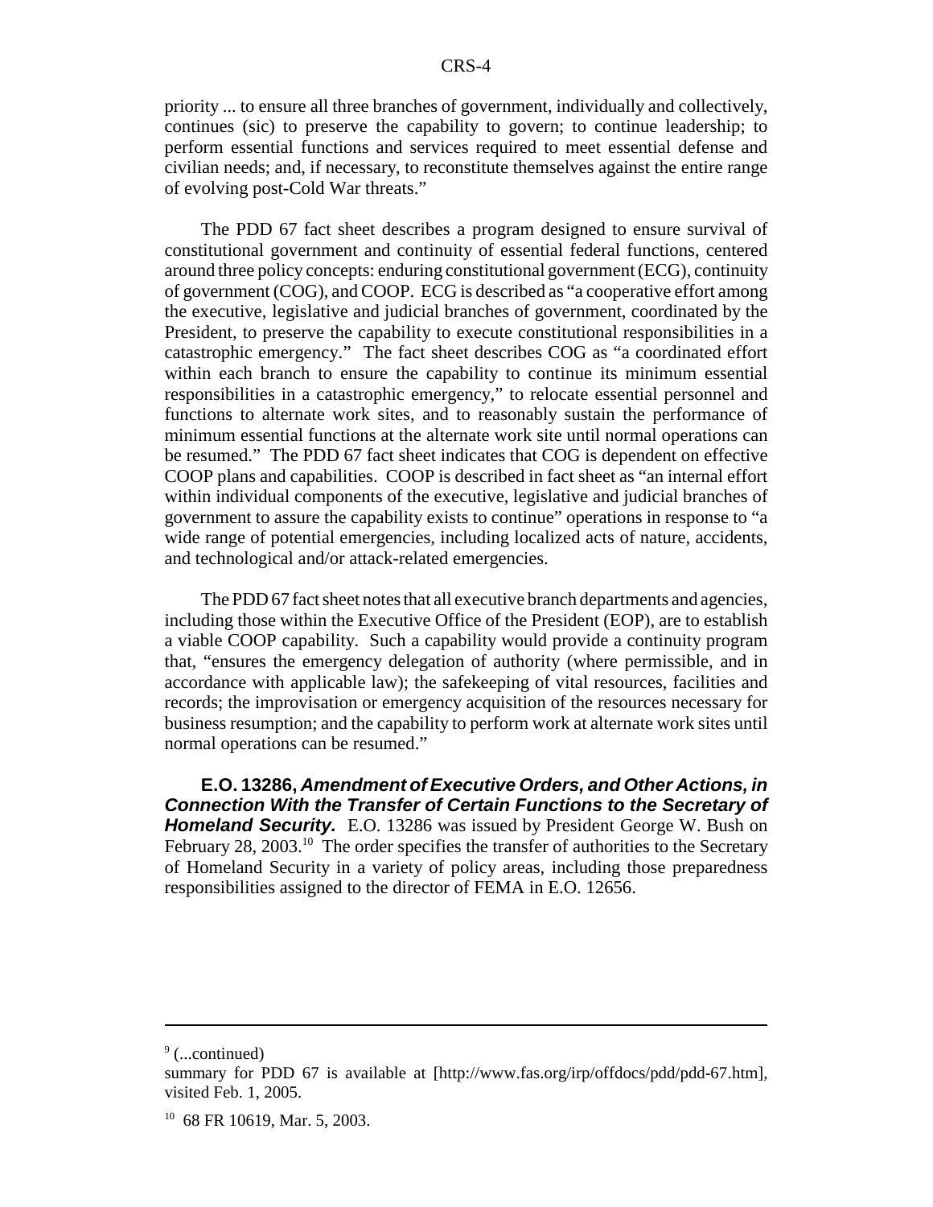priority ... to ensure all three branches of government, individually and collectively, continues (sic) to preserve the capability to govern; to continue leadership; to perform essential functions and services required to meet essential defense and civilian needs; and, if necessary, to reconstitute themselves against the entire range of evolving post-Cold War threats."

The PDD 67 fact sheet describes a program designed to ensure survival of constitutional government and continuity of essential federal functions, centered around three policy concepts: enduring constitutional government (ECG), continuity of government (COG), and COOP. ECG is described as "a cooperative effort among the executive, legislative and judicial branches of government, coordinated by the President, to preserve the capability to execute constitutional responsibilities in a catastrophic emergency." The fact sheet describes COG as "a coordinated effort within each branch to ensure the capability to continue its minimum essential responsibilities in a catastrophic emergency," to relocate essential personnel and functions to alternate work sites, and to reasonably sustain the performance of minimum essential functions at the alternate work site until normal operations can be resumed." The PDD 67 fact sheet indicates that COG is dependent on effective COOP plans and capabilities. COOP is described in fact sheet as "an internal effort within individual components of the executive, legislative and judicial branches of government to assure the capability exists to continue" operations in response to "a wide range of potential emergencies, including localized acts of nature, accidents, and technological and/or attack-related emergencies.

The PDD 67 fact sheet notes that all executive branch departments and agencies, including those within the Executive Office of the President (EOP), are to establish a viable COOP capability. Such a capability would provide a continuity program that, "ensures the emergency delegation of authority (where permissible, and in accordance with applicable law); the safekeeping of vital resources, facilities and records; the improvisation or emergency acquisition of the resources necessary for business resumption; and the capability to perform work at alternate work sites until normal operations can be resumed."

**E.O. 13286, *Amendment of Executive Orders, and Other Actions, in Connection With the Transfer of Certain Functions to the Secretary of Homeland Security.*** E.O. 13286 was issued by President George W. Bush on February 28, 2003.[10] The order specifies the transfer of authorities to the Secretary of Homeland Security in a variety of policy areas, including those preparedness responsibilities assigned to the director of FEMA in E.O. 12656.

---

[9] (...continued)
summary for PDD 67 is available at [http://www.fas.org/irp/offdocs/pdd/pdd-67.htm], visited Feb. 1, 2005.

[10] 68 FR 10619, Mar. 5, 2003.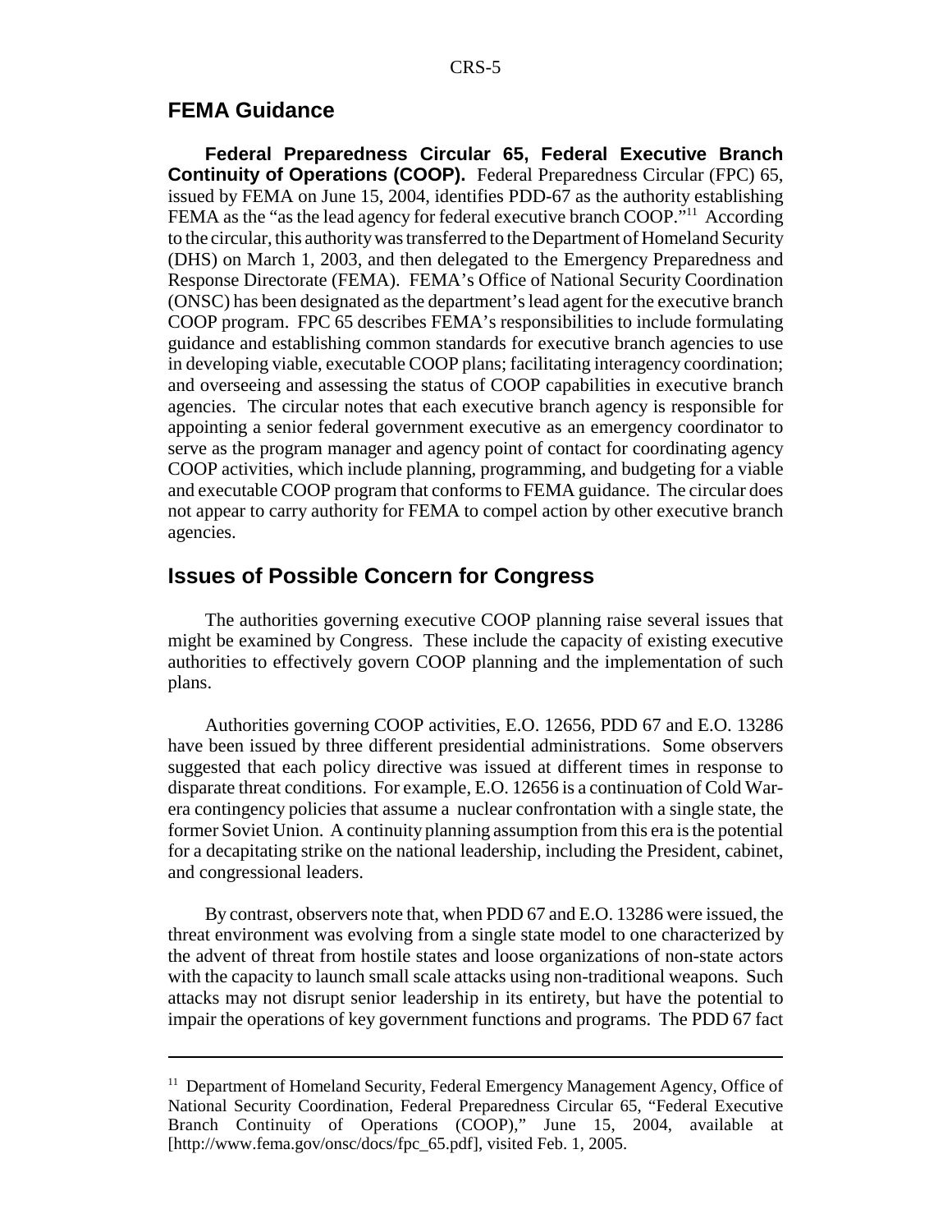## FEMA Guidance

**Federal Preparedness Circular 65, Federal Executive Branch Continuity of Operations (COOP).** Federal Preparedness Circular (FPC) 65, issued by FEMA on June 15, 2004, identifies PDD-67 as the authority establishing FEMA as the "as the lead agency for federal executive branch COOP."[11] According to the circular, this authority was transferred to the Department of Homeland Security (DHS) on March 1, 2003, and then delegated to the Emergency Preparedness and Response Directorate (FEMA). FEMA's Office of National Security Coordination (ONSC) has been designated as the department's lead agent for the executive branch COOP program. FPC 65 describes FEMA's responsibilities to include formulating guidance and establishing common standards for executive branch agencies to use in developing viable, executable COOP plans; facilitating interagency coordination; and overseeing and assessing the status of COOP capabilities in executive branch agencies. The circular notes that each executive branch agency is responsible for appointing a senior federal government executive as an emergency coordinator to serve as the program manager and agency point of contact for coordinating agency COOP activities, which include planning, programming, and budgeting for a viable and executable COOP program that conforms to FEMA guidance. The circular does not appear to carry authority for FEMA to compel action by other executive branch agencies.

## Issues of Possible Concern for Congress

The authorities governing executive COOP planning raise several issues that might be examined by Congress. These include the capacity of existing executive authorities to effectively govern COOP planning and the implementation of such plans.

Authorities governing COOP activities, E.O. 12656, PDD 67 and E.O. 13286 have been issued by three different presidential administrations. Some observers suggested that each policy directive was issued at different times in response to disparate threat conditions. For example, E.O. 12656 is a continuation of Cold War-era contingency policies that assume a nuclear confrontation with a single state, the former Soviet Union. A continuity planning assumption from this era is the potential for a decapitating strike on the national leadership, including the President, cabinet, and congressional leaders.

By contrast, observers note that, when PDD 67 and E.O. 13286 were issued, the threat environment was evolving from a single state model to one characterized by the advent of threat from hostile states and loose organizations of non-state actors with the capacity to launch small scale attacks using non-traditional weapons. Such attacks may not disrupt senior leadership in its entirety, but have the potential to impair the operations of key government functions and programs. The PDD 67 fact

---

[11] Department of Homeland Security, Federal Emergency Management Agency, Office of National Security Coordination, Federal Preparedness Circular 65, "Federal Executive Branch Continuity of Operations (COOP)," June 15, 2004, available at [http://www.fema.gov/onsc/docs/fpc_65.pdf], visited Feb. 1, 2005.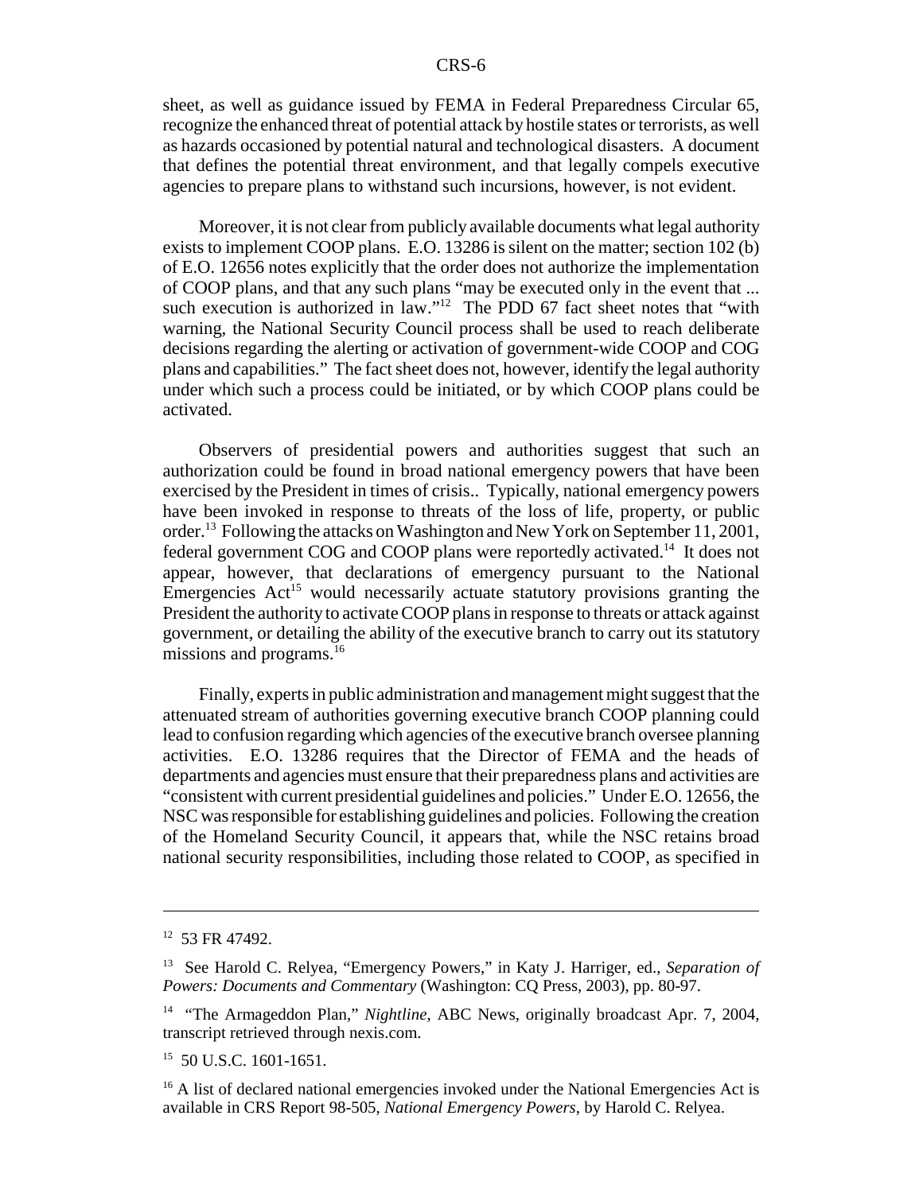sheet, as well as guidance issued by FEMA in Federal Preparedness Circular 65, recognize the enhanced threat of potential attack by hostile states or terrorists, as well as hazards occasioned by potential natural and technological disasters. A document that defines the potential threat environment, and that legally compels executive agencies to prepare plans to withstand such incursions, however, is not evident.

Moreover, it is not clear from publicly available documents what legal authority exists to implement COOP plans. E.O. 13286 is silent on the matter; section 102 (b) of E.O. 12656 notes explicitly that the order does not authorize the implementation of COOP plans, and that any such plans "may be executed only in the event that ... such execution is authorized in law."[12] The PDD 67 fact sheet notes that "with warning, the National Security Council process shall be used to reach deliberate decisions regarding the alerting or activation of government-wide COOP and COG plans and capabilities." The fact sheet does not, however, identify the legal authority under which such a process could be initiated, or by which COOP plans could be activated.

Observers of presidential powers and authorities suggest that such an authorization could be found in broad national emergency powers that have been exercised by the President in times of crisis.. Typically, national emergency powers have been invoked in response to threats of the loss of life, property, or public order.[13] Following the attacks on Washington and New York on September 11, 2001, federal government COG and COOP plans were reportedly activated.[14] It does not appear, however, that declarations of emergency pursuant to the National Emergencies Act[15] would necessarily actuate statutory provisions granting the President the authority to activate COOP plans in response to threats or attack against government, or detailing the ability of the executive branch to carry out its statutory missions and programs.[16]

Finally, experts in public administration and management might suggest that the attenuated stream of authorities governing executive branch COOP planning could lead to confusion regarding which agencies of the executive branch oversee planning activities. E.O. 13286 requires that the Director of FEMA and the heads of departments and agencies must ensure that their preparedness plans and activities are "consistent with current presidential guidelines and policies." Under E.O. 12656, the NSC was responsible for establishing guidelines and policies. Following the creation of the Homeland Security Council, it appears that, while the NSC retains broad national security responsibilities, including those related to COOP, as specified in

---

[12] 53 FR 47492.

[13] See Harold C. Relyea, "Emergency Powers," in Katy J. Harriger, ed., *Separation of Powers: Documents and Commentary* (Washington: CQ Press, 2003), pp. 80-97.

[14] "The Armageddon Plan," *Nightline*, ABC News, originally broadcast Apr. 7, 2004, transcript retrieved through nexis.com.

[15] 50 U.S.C. 1601-1651.

[16] A list of declared national emergencies invoked under the National Emergencies Act is available in CRS Report 98-505, *National Emergency Powers*, by Harold C. Relyea.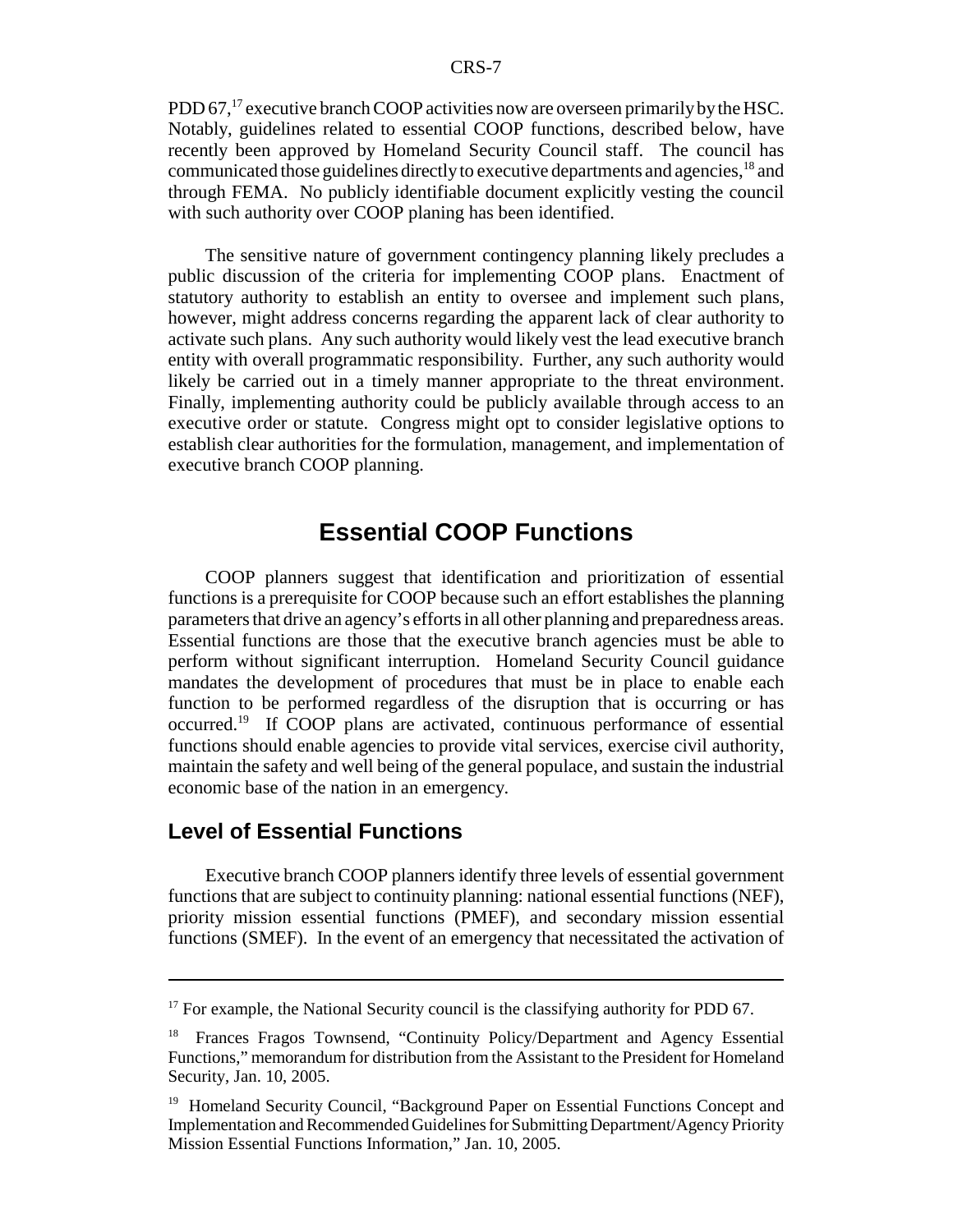PDD 67,[17] executive branch COOP activities now are overseen primarily by the HSC. Notably, guidelines related to essential COOP functions, described below, have recently been approved by Homeland Security Council staff. The council has communicated those guidelines directly to executive departments and agencies,[18] and through FEMA. No publicly identifiable document explicitly vesting the council with such authority over COOP planing has been identified.

The sensitive nature of government contingency planning likely precludes a public discussion of the criteria for implementing COOP plans. Enactment of statutory authority to establish an entity to oversee and implement such plans, however, might address concerns regarding the apparent lack of clear authority to activate such plans. Any such authority would likely vest the lead executive branch entity with overall programmatic responsibility. Further, any such authority would likely be carried out in a timely manner appropriate to the threat environment. Finally, implementing authority could be publicly available through access to an executive order or statute. Congress might opt to consider legislative options to establish clear authorities for the formulation, management, and implementation of executive branch COOP planning.

## Essential COOP Functions

COOP planners suggest that identification and prioritization of essential functions is a prerequisite for COOP because such an effort establishes the planning parameters that drive an agency's efforts in all other planning and preparedness areas. Essential functions are those that the executive branch agencies must be able to perform without significant interruption. Homeland Security Council guidance mandates the development of procedures that must be in place to enable each function to be performed regardless of the disruption that is occurring or has occurred.[19] If COOP plans are activated, continuous performance of essential functions should enable agencies to provide vital services, exercise civil authority, maintain the safety and well being of the general populace, and sustain the industrial economic base of the nation in an emergency.

### Level of Essential Functions

Executive branch COOP planners identify three levels of essential government functions that are subject to continuity planning: national essential functions (NEF), priority mission essential functions (PMEF), and secondary mission essential functions (SMEF). In the event of an emergency that necessitated the activation of

---

[17] For example, the National Security council is the classifying authority for PDD 67.

[18] Frances Fragos Townsend, "Continuity Policy/Department and Agency Essential Functions," memorandum for distribution from the Assistant to the President for Homeland Security, Jan. 10, 2005.

[19] Homeland Security Council, "Background Paper on Essential Functions Concept and Implementation and Recommended Guidelines for Submitting Department/Agency Priority Mission Essential Functions Information," Jan. 10, 2005.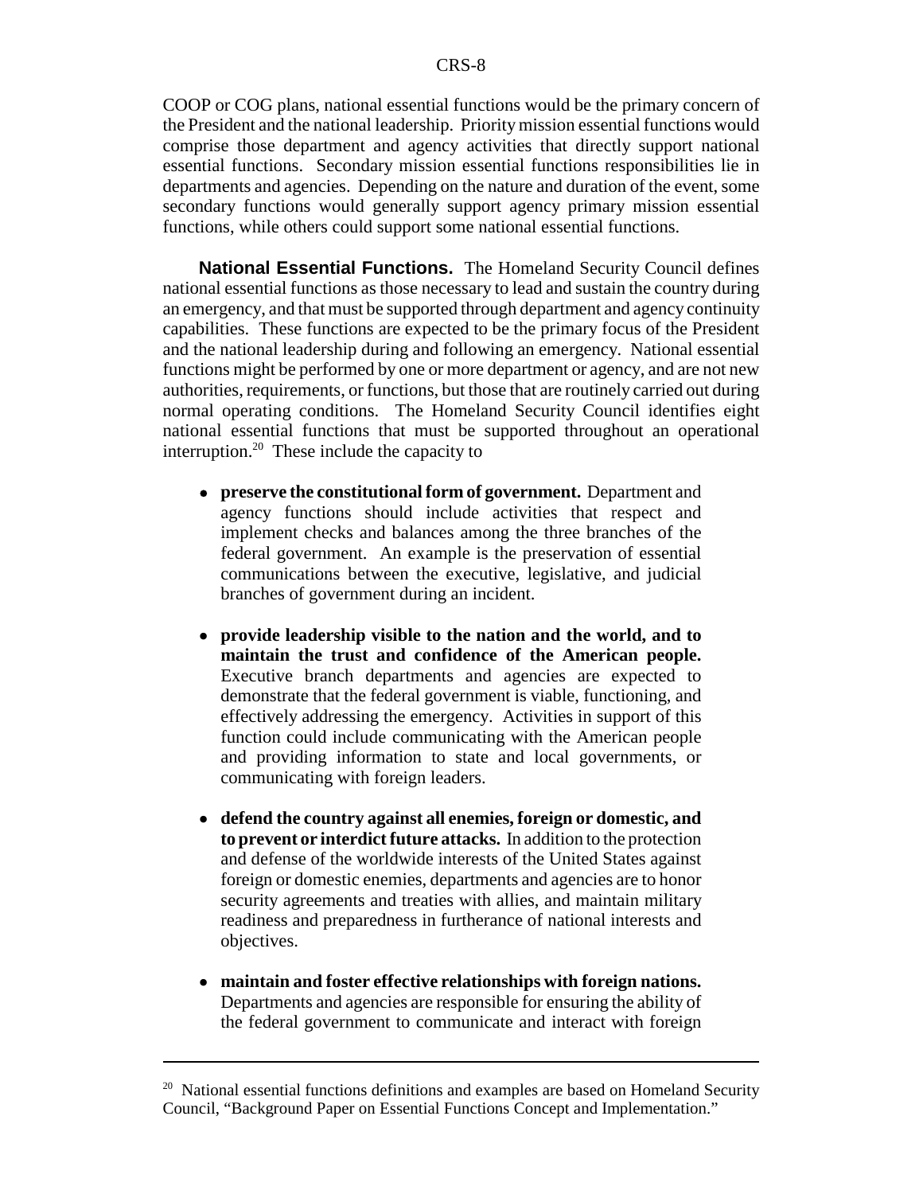COOP or COG plans, national essential functions would be the primary concern of the President and the national leadership. Priority mission essential functions would comprise those department and agency activities that directly support national essential functions. Secondary mission essential functions responsibilities lie in departments and agencies. Depending on the nature and duration of the event, some secondary functions would generally support agency primary mission essential functions, while others could support some national essential functions.

**National Essential Functions.** The Homeland Security Council defines national essential functions as those necessary to lead and sustain the country during an emergency, and that must be supported through department and agency continuity capabilities. These functions are expected to be the primary focus of the President and the national leadership during and following an emergency. National essential functions might be performed by one or more department or agency, and are not new authorities, requirements, or functions, but those that are routinely carried out during normal operating conditions. The Homeland Security Council identifies eight national essential functions that must be supported throughout an operational interruption.[20] These include the capacity to

- **preserve the constitutional form of government.** Department and agency functions should include activities that respect and implement checks and balances among the three branches of the federal government. An example is the preservation of essential communications between the executive, legislative, and judicial branches of government during an incident.

- **provide leadership visible to the nation and the world, and to maintain the trust and confidence of the American people.** Executive branch departments and agencies are expected to demonstrate that the federal government is viable, functioning, and effectively addressing the emergency. Activities in support of this function could include communicating with the American people and providing information to state and local governments, or communicating with foreign leaders.

- **defend the country against all enemies, foreign or domestic, and to prevent or interdict future attacks.** In addition to the protection and defense of the worldwide interests of the United States against foreign or domestic enemies, departments and agencies are to honor security agreements and treaties with allies, and maintain military readiness and preparedness in furtherance of national interests and objectives.

- **maintain and foster effective relationships with foreign nations.** Departments and agencies are responsible for ensuring the ability of the federal government to communicate and interact with foreign

---

[20] National essential functions definitions and examples are based on Homeland Security Council, "Background Paper on Essential Functions Concept and Implementation."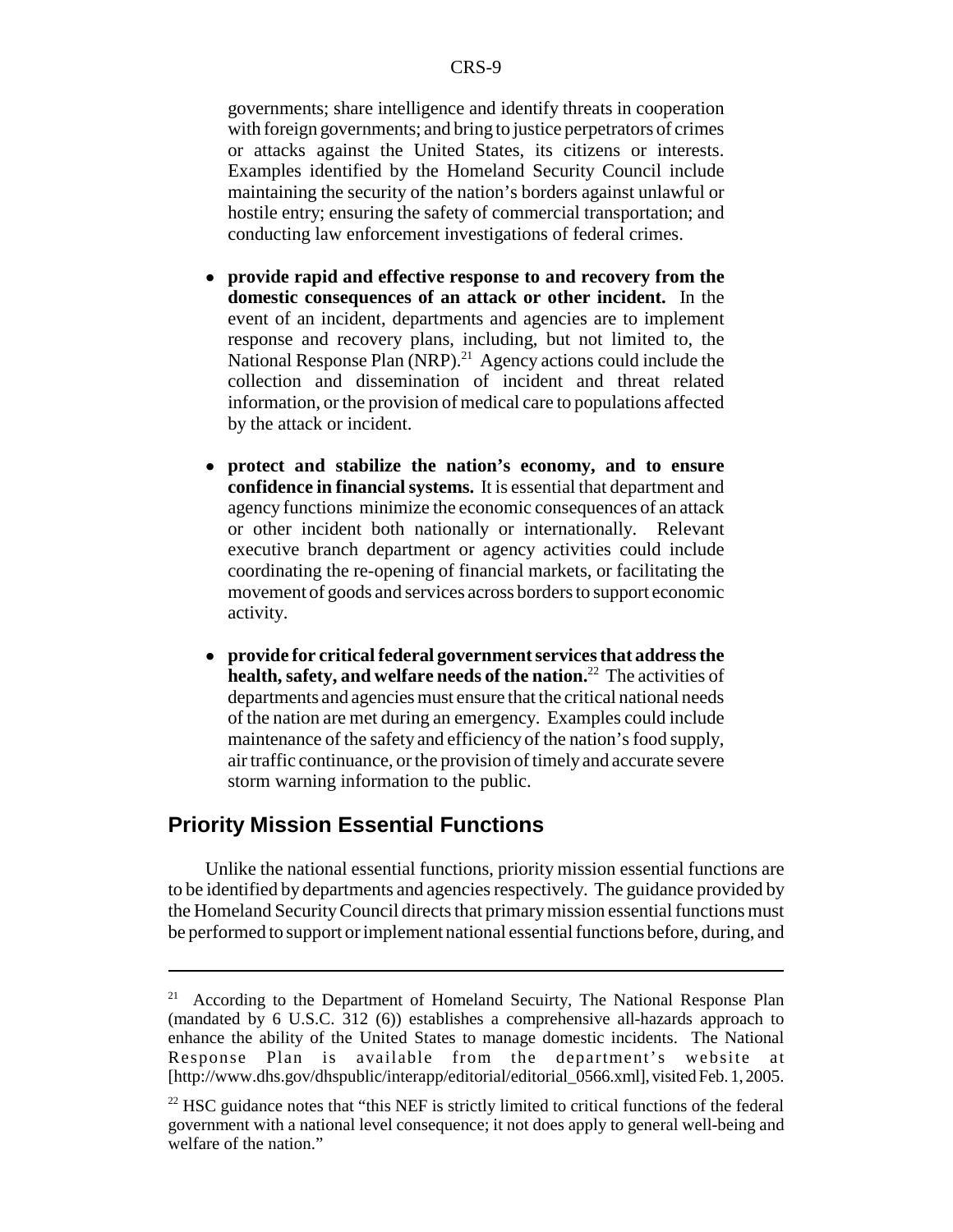governments; share intelligence and identify threats in cooperation with foreign governments; and bring to justice perpetrators of crimes or attacks against the United States, its citizens or interests. Examples identified by the Homeland Security Council include maintaining the security of the nation's borders against unlawful or hostile entry; ensuring the safety of commercial transportation; and conducting law enforcement investigations of federal crimes.

- **provide rapid and effective response to and recovery from the domestic consequences of an attack or other incident.** In the event of an incident, departments and agencies are to implement response and recovery plans, including, but not limited to, the National Response Plan (NRP).[21] Agency actions could include the collection and dissemination of incident and threat related information, or the provision of medical care to populations affected by the attack or incident.

- **protect and stabilize the nation's economy, and to ensure confidence in financial systems.** It is essential that department and agency functions minimize the economic consequences of an attack or other incident both nationally or internationally. Relevant executive branch department or agency activities could include coordinating the re-opening of financial markets, or facilitating the movement of goods and services across borders to support economic activity.

- **provide for critical federal government services that address the health, safety, and welfare needs of the nation.**[22] The activities of departments and agencies must ensure that the critical national needs of the nation are met during an emergency. Examples could include maintenance of the safety and efficiency of the nation's food supply, air traffic continuance, or the provision of timely and accurate severe storm warning information to the public.

## Priority Mission Essential Functions

Unlike the national essential functions, priority mission essential functions are to be identified by departments and agencies respectively. The guidance provided by the Homeland Security Council directs that primary mission essential functions must be performed to support or implement national essential functions before, during, and

---

[21] According to the Department of Homeland Secuirty, The National Response Plan (mandated by 6 U.S.C. 312 (6)) establishes a comprehensive all-hazards approach to enhance the ability of the United States to manage domestic incidents. The National Response Plan is available from the department's website at [http://www.dhs.gov/dhspublic/interapp/editorial/editorial_0566.xml], visited Feb. 1, 2005.

[22] HSC guidance notes that "this NEF is strictly limited to critical functions of the federal government with a national level consequence; it not does apply to general well-being and welfare of the nation."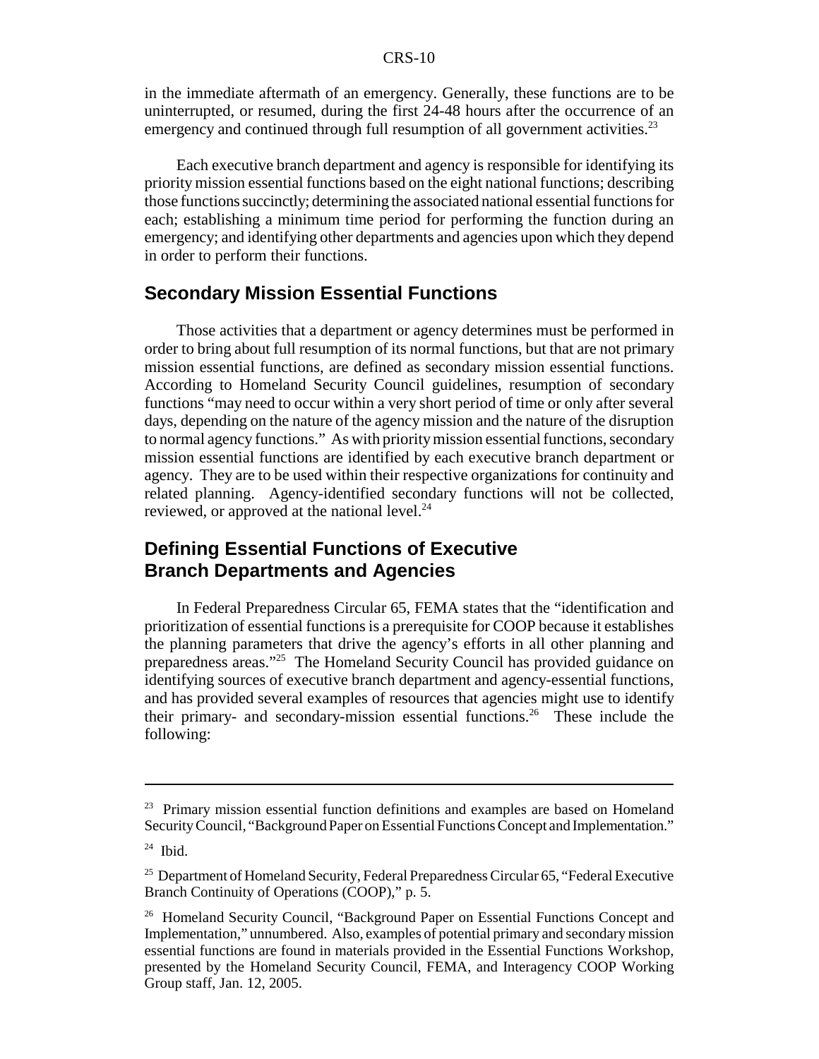in the immediate aftermath of an emergency. Generally, these functions are to be uninterrupted, or resumed, during the first 24-48 hours after the occurrence of an emergency and continued through full resumption of all government activities.[23]

Each executive branch department and agency is responsible for identifying its priority mission essential functions based on the eight national functions; describing those functions succinctly; determining the associated national essential functions for each; establishing a minimum time period for performing the function during an emergency; and identifying other departments and agencies upon which they depend in order to perform their functions.

## Secondary Mission Essential Functions

Those activities that a department or agency determines must be performed in order to bring about full resumption of its normal functions, but that are not primary mission essential functions, are defined as secondary mission essential functions. According to Homeland Security Council guidelines, resumption of secondary functions "may need to occur within a very short period of time or only after several days, depending on the nature of the agency mission and the nature of the disruption to normal agency functions." As with priority mission essential functions, secondary mission essential functions are identified by each executive branch department or agency. They are to be used within their respective organizations for continuity and related planning. Agency-identified secondary functions will not be collected, reviewed, or approved at the national level.[24]

## Defining Essential Functions of Executive Branch Departments and Agencies

In Federal Preparedness Circular 65, FEMA states that the "identification and prioritization of essential functions is a prerequisite for COOP because it establishes the planning parameters that drive the agency's efforts in all other planning and preparedness areas."[25] The Homeland Security Council has provided guidance on identifying sources of executive branch department and agency-essential functions, and has provided several examples of resources that agencies might use to identify their primary- and secondary-mission essential functions.[26] These include the following:

---

[23] Primary mission essential function definitions and examples are based on Homeland Security Council, "Background Paper on Essential Functions Concept and Implementation."

[24] Ibid.

[25] Department of Homeland Security, Federal Preparedness Circular 65, "Federal Executive Branch Continuity of Operations (COOP)," p. 5.

[26] Homeland Security Council, "Background Paper on Essential Functions Concept and Implementation," unnumbered. Also, examples of potential primary and secondary mission essential functions are found in materials provided in the Essential Functions Workshop, presented by the Homeland Security Council, FEMA, and Interagency COOP Working Group staff, Jan. 12, 2005.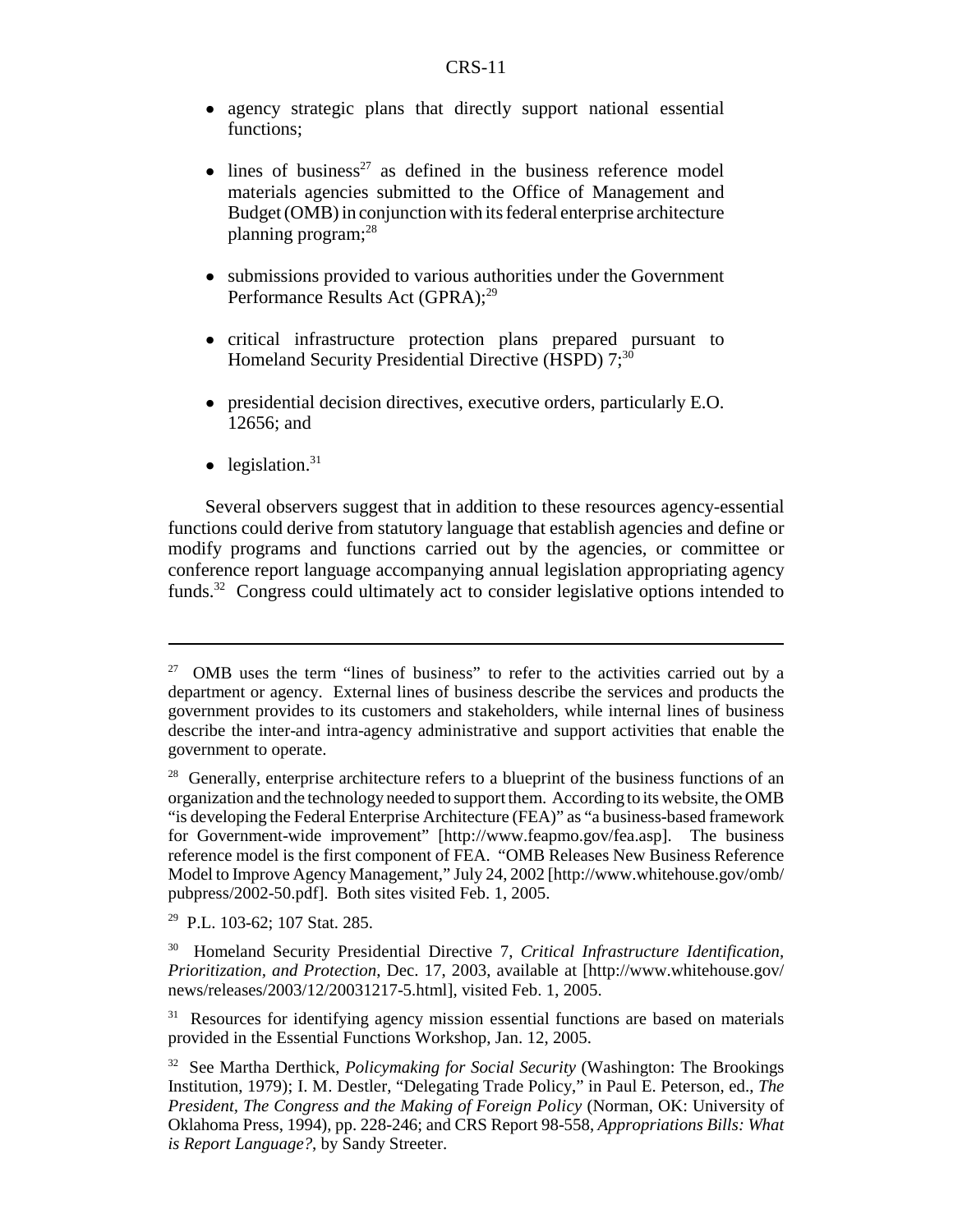- agency strategic plans that directly support national essential functions;
- lines of business[27] as defined in the business reference model materials agencies submitted to the Office of Management and Budget (OMB) in conjunction with its federal enterprise architecture planning program;[28]
- submissions provided to various authorities under the Government Performance Results Act (GPRA);[29]
- critical infrastructure protection plans prepared pursuant to Homeland Security Presidential Directive (HSPD) 7;[30]
- presidential decision directives, executive orders, particularly E.O. 12656; and
- legislation.[31]

Several observers suggest that in addition to these resources agency-essential functions could derive from statutory language that establish agencies and define or modify programs and functions carried out by the agencies, or committee or conference report language accompanying annual legislation appropriating agency funds.[32] Congress could ultimately act to consider legislative options intended to

---

[27] OMB uses the term "lines of business" to refer to the activities carried out by a department or agency. External lines of business describe the services and products the government provides to its customers and stakeholders, while internal lines of business describe the inter-and intra-agency administrative and support activities that enable the government to operate.

[28] Generally, enterprise architecture refers to a blueprint of the business functions of an organization and the technology needed to support them. According to its website, the OMB "is developing the Federal Enterprise Architecture (FEA)" as "a business-based framework for Government-wide improvement" [http://www.feapmo.gov/fea.asp]. The business reference model is the first component of FEA. "OMB Releases New Business Reference Model to Improve Agency Management," July 24, 2002 [http://www.whitehouse.gov/omb/pubpress/2002-50.pdf]. Both sites visited Feb. 1, 2005.

[29] P.L. 103-62; 107 Stat. 285.

[30] Homeland Security Presidential Directive 7, *Critical Infrastructure Identification, Prioritization, and Protection*, Dec. 17, 2003, available at [http://www.whitehouse.gov/news/releases/2003/12/20031217-5.html], visited Feb. 1, 2005.

[31] Resources for identifying agency mission essential functions are based on materials provided in the Essential Functions Workshop, Jan. 12, 2005.

[32] See Martha Derthick, *Policymaking for Social Security* (Washington: The Brookings Institution, 1979); I. M. Destler, "Delegating Trade Policy," in Paul E. Peterson, ed., *The President, The Congress and the Making of Foreign Policy* (Norman, OK: University of Oklahoma Press, 1994), pp. 228-246; and CRS Report 98-558, *Appropriations Bills: What is Report Language?*, by Sandy Streeter.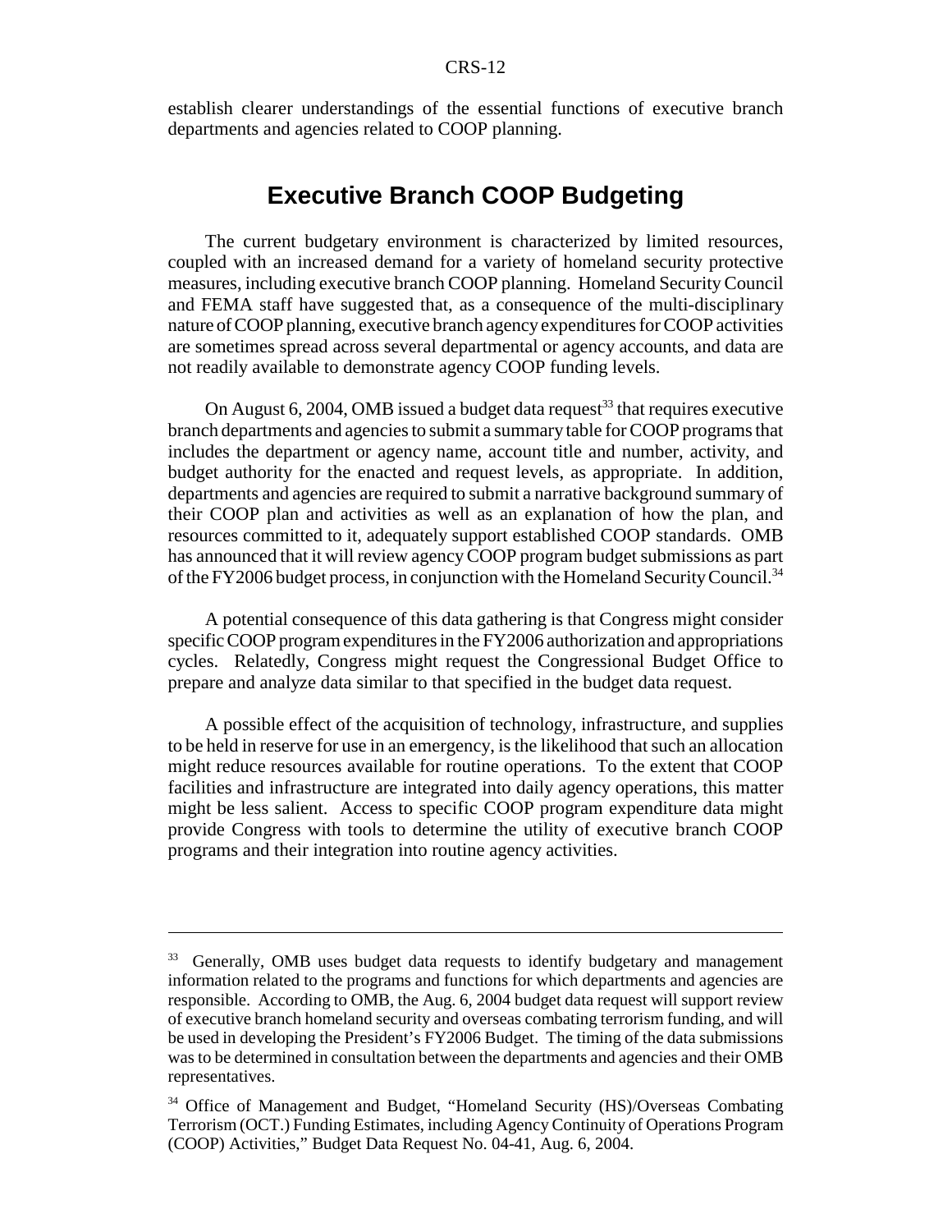establish clearer understandings of the essential functions of executive branch departments and agencies related to COOP planning.

## Executive Branch COOP Budgeting

The current budgetary environment is characterized by limited resources, coupled with an increased demand for a variety of homeland security protective measures, including executive branch COOP planning. Homeland Security Council and FEMA staff have suggested that, as a consequence of the multi-disciplinary nature of COOP planning, executive branch agency expenditures for COOP activities are sometimes spread across several departmental or agency accounts, and data are not readily available to demonstrate agency COOP funding levels.

On August 6, 2004, OMB issued a budget data request[33] that requires executive branch departments and agencies to submit a summary table for COOP programs that includes the department or agency name, account title and number, activity, and budget authority for the enacted and request levels, as appropriate. In addition, departments and agencies are required to submit a narrative background summary of their COOP plan and activities as well as an explanation of how the plan, and resources committed to it, adequately support established COOP standards. OMB has announced that it will review agency COOP program budget submissions as part of the FY2006 budget process, in conjunction with the Homeland Security Council.[34]

A potential consequence of this data gathering is that Congress might consider specific COOP program expenditures in the FY2006 authorization and appropriations cycles. Relatedly, Congress might request the Congressional Budget Office to prepare and analyze data similar to that specified in the budget data request.

A possible effect of the acquisition of technology, infrastructure, and supplies to be held in reserve for use in an emergency, is the likelihood that such an allocation might reduce resources available for routine operations. To the extent that COOP facilities and infrastructure are integrated into daily agency operations, this matter might be less salient. Access to specific COOP program expenditure data might provide Congress with tools to determine the utility of executive branch COOP programs and their integration into routine agency activities.

---

[33] Generally, OMB uses budget data requests to identify budgetary and management information related to the programs and functions for which departments and agencies are responsible. According to OMB, the Aug. 6, 2004 budget data request will support review of executive branch homeland security and overseas combating terrorism funding, and will be used in developing the President's FY2006 Budget. The timing of the data submissions was to be determined in consultation between the departments and agencies and their OMB representatives.

[34] Office of Management and Budget, "Homeland Security (HS)/Overseas Combating Terrorism (OCT.) Funding Estimates, including Agency Continuity of Operations Program (COOP) Activities," Budget Data Request No. 04-41, Aug. 6, 2004.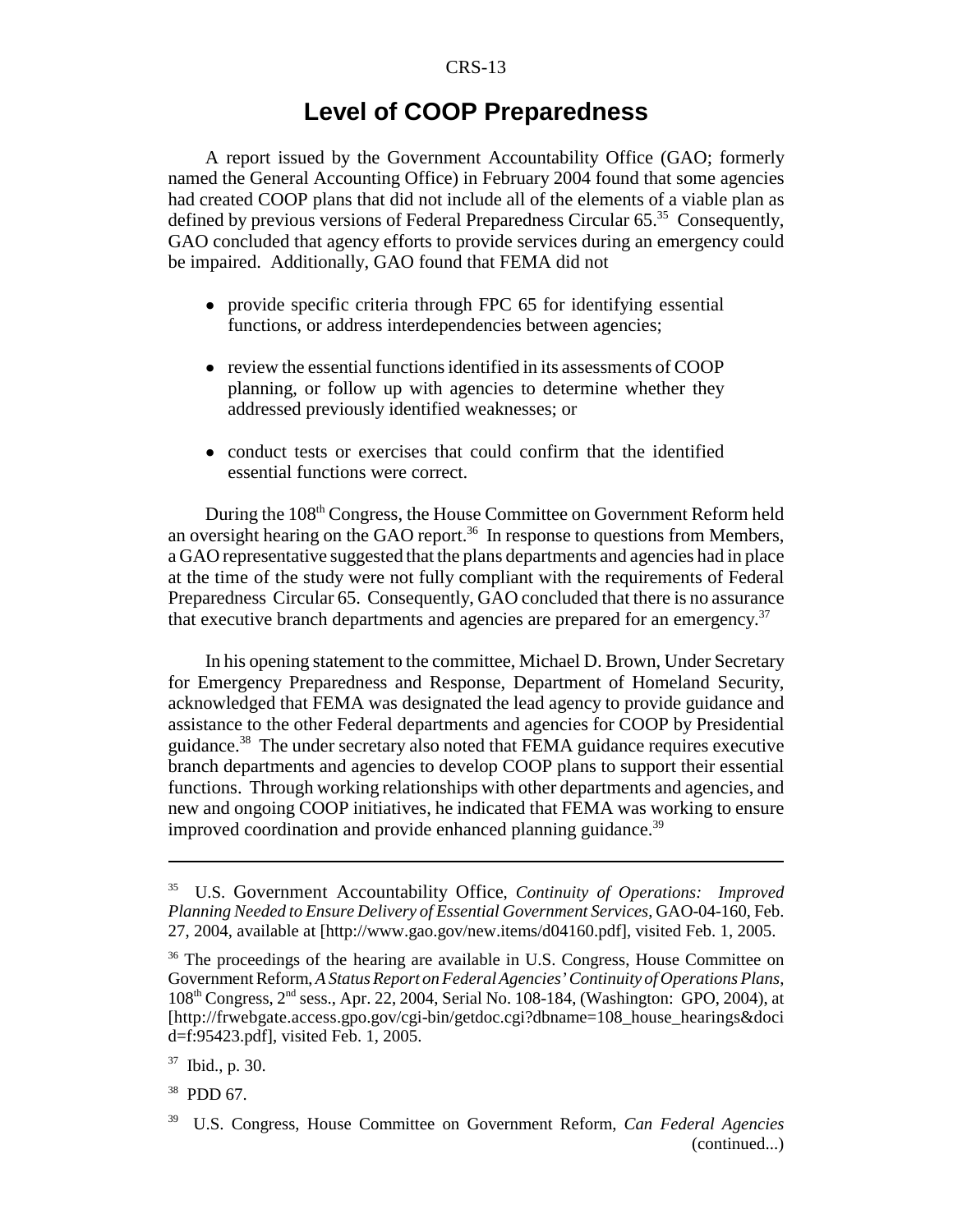## Level of COOP Preparedness

A report issued by the Government Accountability Office (GAO; formerly named the General Accounting Office) in February 2004 found that some agencies had created COOP plans that did not include all of the elements of a viable plan as defined by previous versions of Federal Preparedness Circular 65.[35] Consequently, GAO concluded that agency efforts to provide services during an emergency could be impaired. Additionally, GAO found that FEMA did not

- provide specific criteria through FPC 65 for identifying essential functions, or address interdependencies between agencies;
- review the essential functions identified in its assessments of COOP planning, or follow up with agencies to determine whether they addressed previously identified weaknesses; or
- conduct tests or exercises that could confirm that the identified essential functions were correct.

During the 108th Congress, the House Committee on Government Reform held an oversight hearing on the GAO report.[36] In response to questions from Members, a GAO representative suggested that the plans departments and agencies had in place at the time of the study were not fully compliant with the requirements of Federal Preparedness Circular 65. Consequently, GAO concluded that there is no assurance that executive branch departments and agencies are prepared for an emergency.[37]

In his opening statement to the committee, Michael D. Brown, Under Secretary for Emergency Preparedness and Response, Department of Homeland Security, acknowledged that FEMA was designated the lead agency to provide guidance and assistance to the other Federal departments and agencies for COOP by Presidential guidance.[38] The under secretary also noted that FEMA guidance requires executive branch departments and agencies to develop COOP plans to support their essential functions. Through working relationships with other departments and agencies, and new and ongoing COOP initiatives, he indicated that FEMA was working to ensure improved coordination and provide enhanced planning guidance.[39]

---

[35] U.S. Government Accountability Office, *Continuity of Operations: Improved Planning Needed to Ensure Delivery of Essential Government Services*, GAO-04-160, Feb. 27, 2004, available at [http://www.gao.gov/new.items/d04160.pdf], visited Feb. 1, 2005.

[36] The proceedings of the hearing are available in U.S. Congress, House Committee on Government Reform, *A Status Report on Federal Agencies' Continuity of Operations Plans*, 108th Congress, 2nd sess., Apr. 22, 2004, Serial No. 108-184, (Washington: GPO, 2004), at [http://frwebgate.access.gpo.gov/cgi-bin/getdoc.cgi?dbname=108_house_hearings&docid=f:95423.pdf], visited Feb. 1, 2005.

[37] Ibid., p. 30.

[38] PDD 67.

[39] U.S. Congress, House Committee on Government Reform, *Can Federal Agencies* (continued...)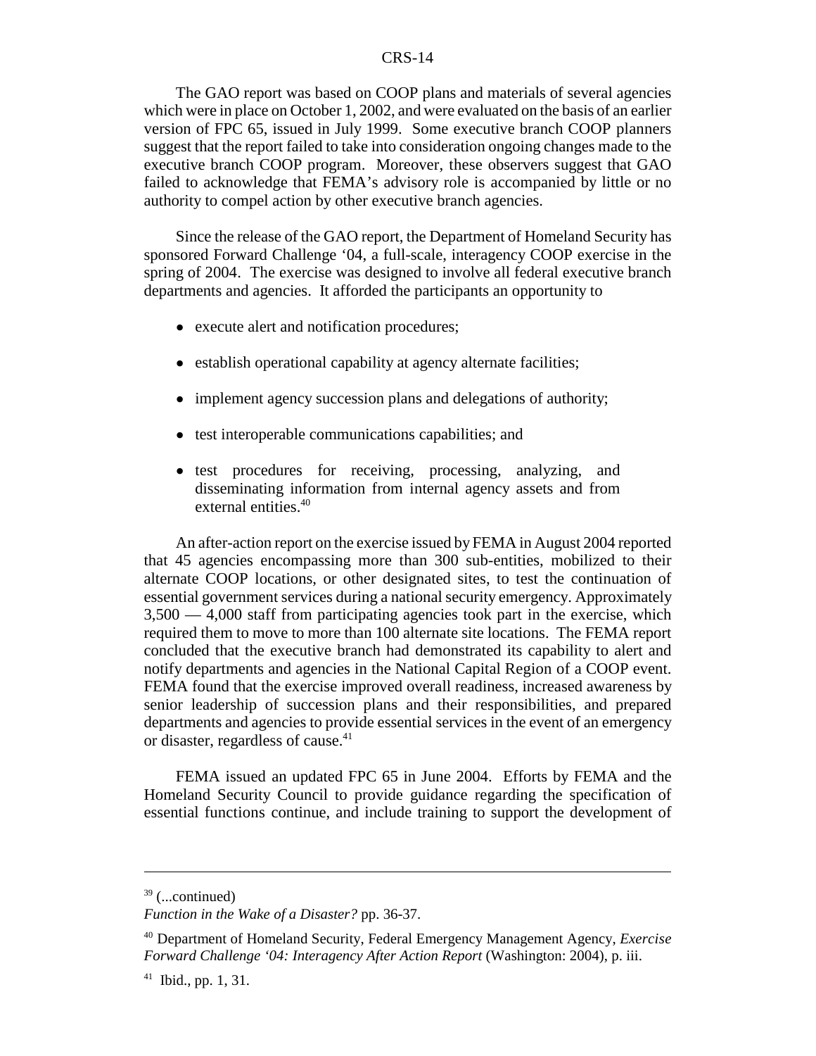The GAO report was based on COOP plans and materials of several agencies which were in place on October 1, 2002, and were evaluated on the basis of an earlier version of FPC 65, issued in July 1999. Some executive branch COOP planners suggest that the report failed to take into consideration ongoing changes made to the executive branch COOP program. Moreover, these observers suggest that GAO failed to acknowledge that FEMA's advisory role is accompanied by little or no authority to compel action by other executive branch agencies.

Since the release of the GAO report, the Department of Homeland Security has sponsored Forward Challenge '04, a full-scale, interagency COOP exercise in the spring of 2004. The exercise was designed to involve all federal executive branch departments and agencies. It afforded the participants an opportunity to

- execute alert and notification procedures;
- establish operational capability at agency alternate facilities;
- implement agency succession plans and delegations of authority;
- test interoperable communications capabilities; and
- test procedures for receiving, processing, analyzing, and disseminating information from internal agency assets and from external entities.[40]

An after-action report on the exercise issued by FEMA in August 2004 reported that 45 agencies encompassing more than 300 sub-entities, mobilized to their alternate COOP locations, or other designated sites, to test the continuation of essential government services during a national security emergency. Approximately 3,500 — 4,000 staff from participating agencies took part in the exercise, which required them to move to more than 100 alternate site locations. The FEMA report concluded that the executive branch had demonstrated its capability to alert and notify departments and agencies in the National Capital Region of a COOP event. FEMA found that the exercise improved overall readiness, increased awareness by senior leadership of succession plans and their responsibilities, and prepared departments and agencies to provide essential services in the event of an emergency or disaster, regardless of cause.[41]

FEMA issued an updated FPC 65 in June 2004. Efforts by FEMA and the Homeland Security Council to provide guidance regarding the specification of essential functions continue, and include training to support the development of

---

[39] (...continued)
*Function in the Wake of a Disaster?* pp. 36-37.

[40] Department of Homeland Security, Federal Emergency Management Agency, *Exercise Forward Challenge '04: Interagency After Action Report* (Washington: 2004), p. iii.

[41] Ibid., pp. 1, 31.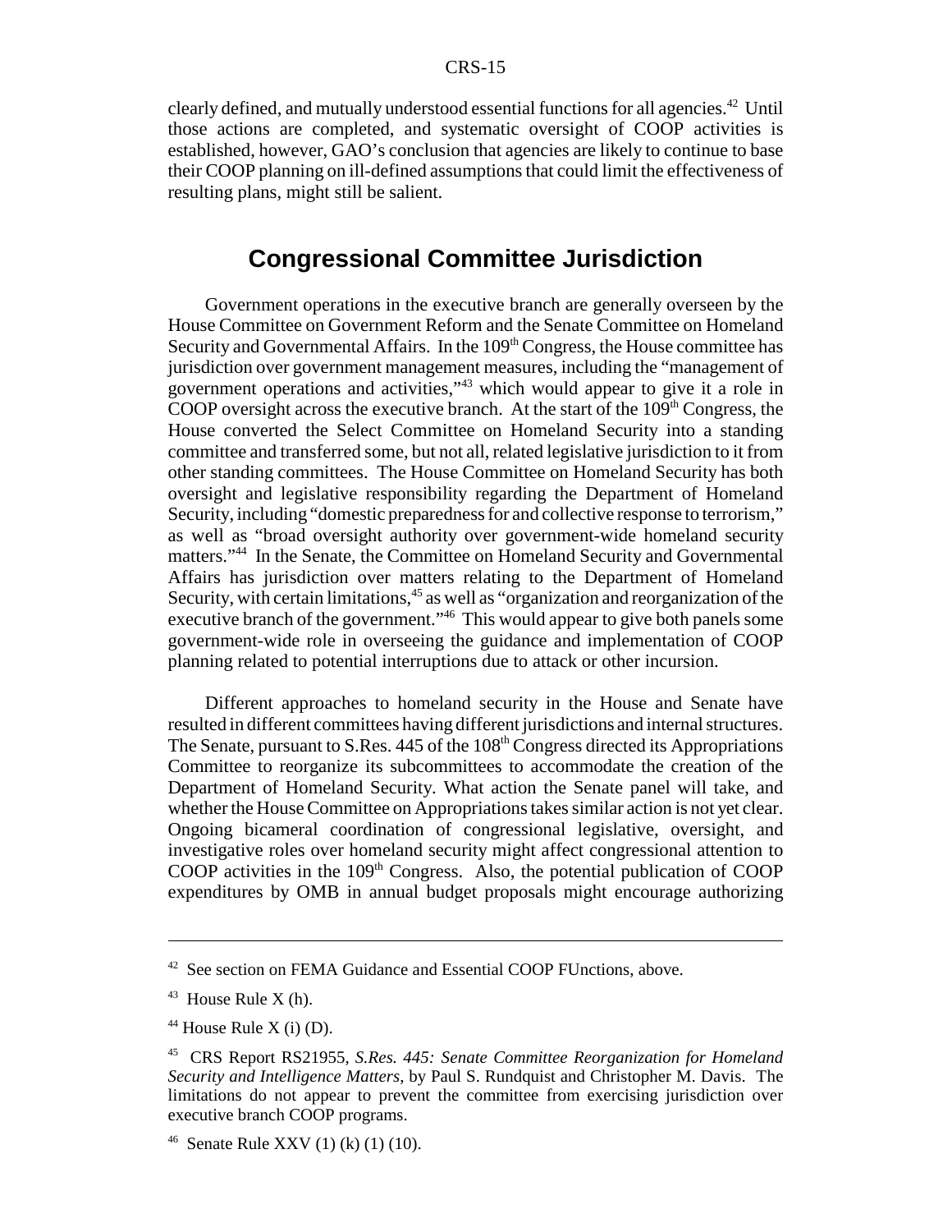clearly defined, and mutually understood essential functions for all agencies.[42] Until those actions are completed, and systematic oversight of COOP activities is established, however, GAO's conclusion that agencies are likely to continue to base their COOP planning on ill-defined assumptions that could limit the effectiveness of resulting plans, might still be salient.

## Congressional Committee Jurisdiction

Government operations in the executive branch are generally overseen by the House Committee on Government Reform and the Senate Committee on Homeland Security and Governmental Affairs. In the 109th Congress, the House committee has jurisdiction over government management measures, including the "management of government operations and activities,"[43] which would appear to give it a role in COOP oversight across the executive branch. At the start of the 109th Congress, the House converted the Select Committee on Homeland Security into a standing committee and transferred some, but not all, related legislative jurisdiction to it from other standing committees. The House Committee on Homeland Security has both oversight and legislative responsibility regarding the Department of Homeland Security, including "domestic preparedness for and collective response to terrorism," as well as "broad oversight authority over government-wide homeland security matters."[44] In the Senate, the Committee on Homeland Security and Governmental Affairs has jurisdiction over matters relating to the Department of Homeland Security, with certain limitations,[45] as well as "organization and reorganization of the executive branch of the government."[46] This would appear to give both panels some government-wide role in overseeing the guidance and implementation of COOP planning related to potential interruptions due to attack or other incursion.

Different approaches to homeland security in the House and Senate have resulted in different committees having different jurisdictions and internal structures. The Senate, pursuant to S.Res. 445 of the 108th Congress directed its Appropriations Committee to reorganize its subcommittees to accommodate the creation of the Department of Homeland Security. What action the Senate panel will take, and whether the House Committee on Appropriations takes similar action is not yet clear. Ongoing bicameral coordination of congressional legislative, oversight, and investigative roles over homeland security might affect congressional attention to COOP activities in the 109th Congress. Also, the potential publication of COOP expenditures by OMB in annual budget proposals might encourage authorizing

---

[42] See section on FEMA Guidance and Essential COOP FUnctions, above.

[43] House Rule X (h).

[44] House Rule X (i) (D).

[45] CRS Report RS21955, *S.Res. 445: Senate Committee Reorganization for Homeland Security and Intelligence Matters*, by Paul S. Rundquist and Christopher M. Davis. The limitations do not appear to prevent the committee from exercising jurisdiction over executive branch COOP programs.

[46] Senate Rule XXV (1) (k) (1) (10).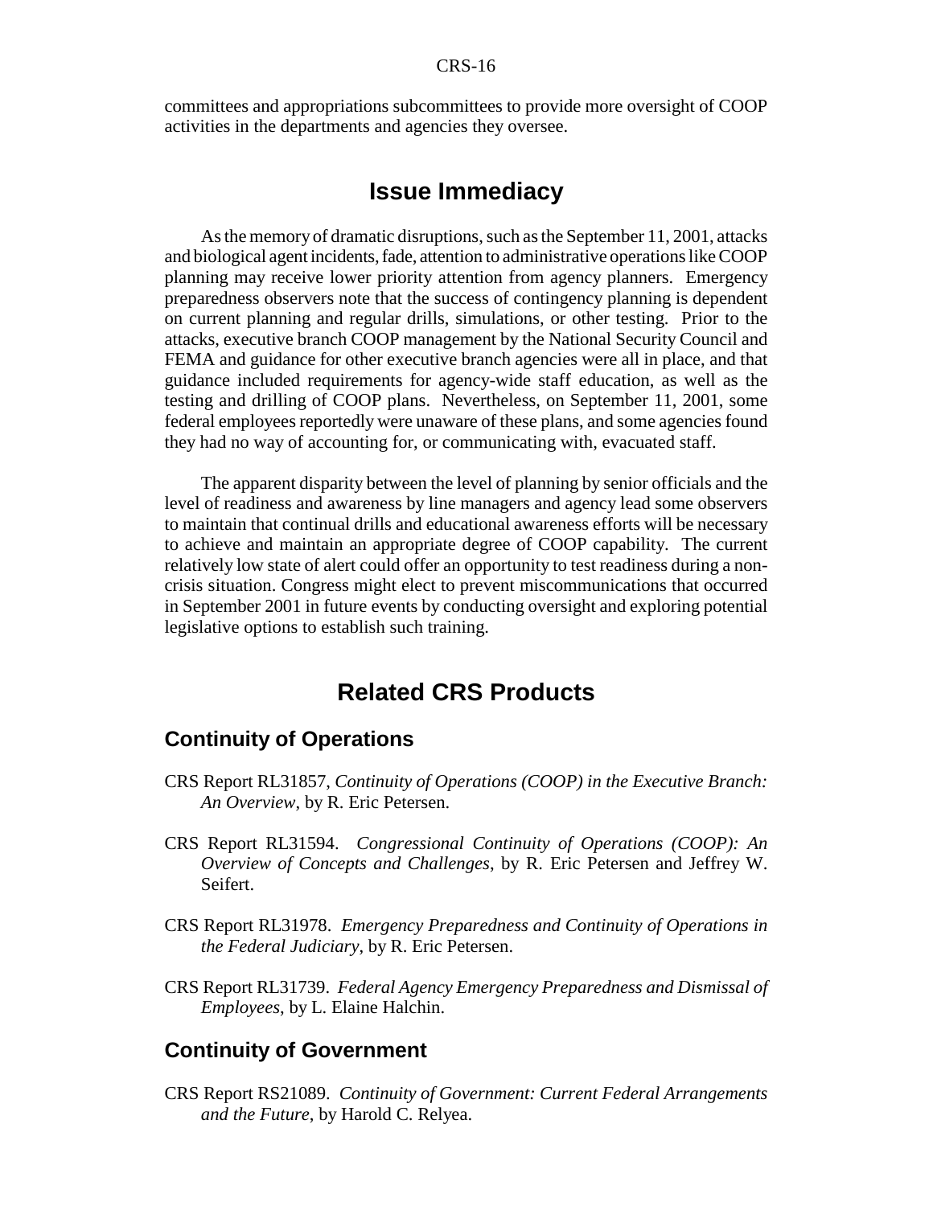committees and appropriations subcommittees to provide more oversight of COOP activities in the departments and agencies they oversee.

## Issue Immediacy

As the memory of dramatic disruptions, such as the September 11, 2001, attacks and biological agent incidents, fade, attention to administrative operations like COOP planning may receive lower priority attention from agency planners. Emergency preparedness observers note that the success of contingency planning is dependent on current planning and regular drills, simulations, or other testing. Prior to the attacks, executive branch COOP management by the National Security Council and FEMA and guidance for other executive branch agencies were all in place, and that guidance included requirements for agency-wide staff education, as well as the testing and drilling of COOP plans. Nevertheless, on September 11, 2001, some federal employees reportedly were unaware of these plans, and some agencies found they had no way of accounting for, or communicating with, evacuated staff.

The apparent disparity between the level of planning by senior officials and the level of readiness and awareness by line managers and agency lead some observers to maintain that continual drills and educational awareness efforts will be necessary to achieve and maintain an appropriate degree of COOP capability. The current relatively low state of alert could offer an opportunity to test readiness during a non-crisis situation. Congress might elect to prevent miscommunications that occurred in September 2001 in future events by conducting oversight and exploring potential legislative options to establish such training.

## Related CRS Products

### Continuity of Operations

CRS Report RL31857, *Continuity of Operations (COOP) in the Executive Branch: An Overview*, by R. Eric Petersen.

CRS Report RL31594. *Congressional Continuity of Operations (COOP): An Overview of Concepts and Challenges*, by R. Eric Petersen and Jeffrey W. Seifert.

CRS Report RL31978. *Emergency Preparedness and Continuity of Operations in the Federal Judiciary*, by R. Eric Petersen.

CRS Report RL31739. *Federal Agency Emergency Preparedness and Dismissal of Employees*, by L. Elaine Halchin.

### Continuity of Government

CRS Report RS21089. *Continuity of Government: Current Federal Arrangements and the Future*, by Harold C. Relyea.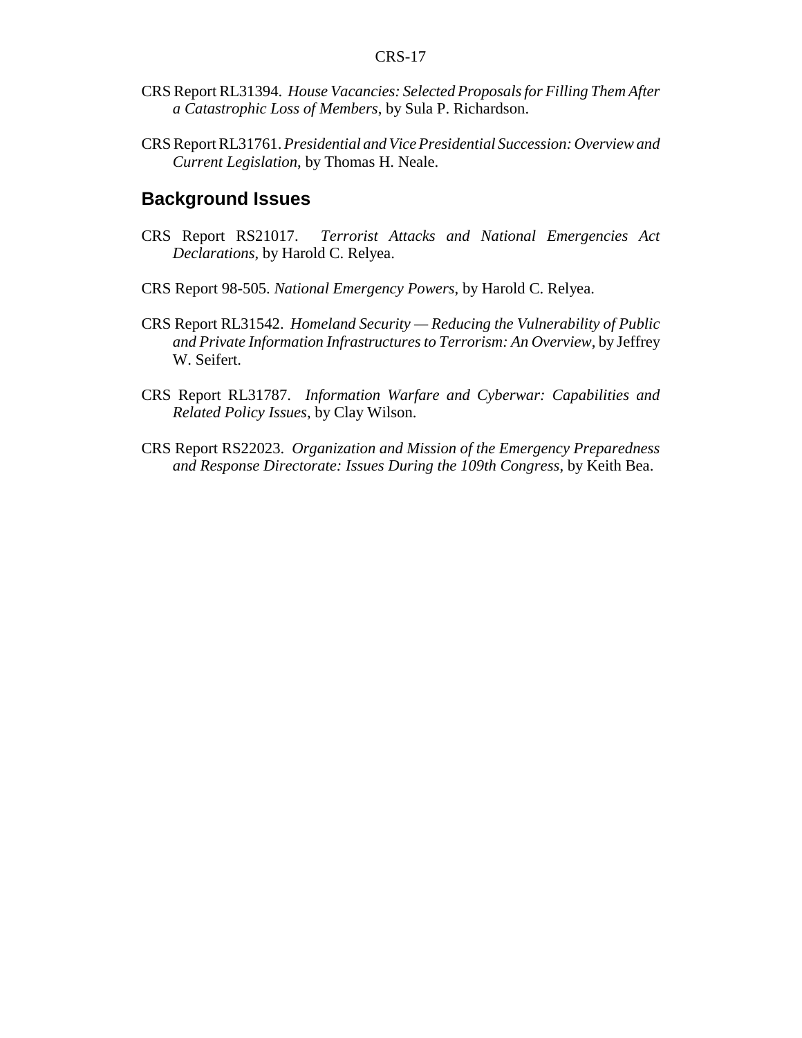CRS Report RL31394. *House Vacancies: Selected Proposals for Filling Them After a Catastrophic Loss of Members*, by Sula P. Richardson.

CRS Report RL31761. *Presidential and Vice Presidential Succession: Overview and Current Legislation*, by Thomas H. Neale.

## Background Issues

CRS Report RS21017. *Terrorist Attacks and National Emergencies Act Declarations*, by Harold C. Relyea.

CRS Report 98-505. *National Emergency Powers*, by Harold C. Relyea.

CRS Report RL31542. *Homeland Security — Reducing the Vulnerability of Public and Private Information Infrastructures to Terrorism: An Overview*, by Jeffrey W. Seifert.

CRS Report RL31787. *Information Warfare and Cyberwar: Capabilities and Related Policy Issues*, by Clay Wilson.

CRS Report RS22023. *Organization and Mission of the Emergency Preparedness and Response Directorate: Issues During the 109th Congress*, by Keith Bea.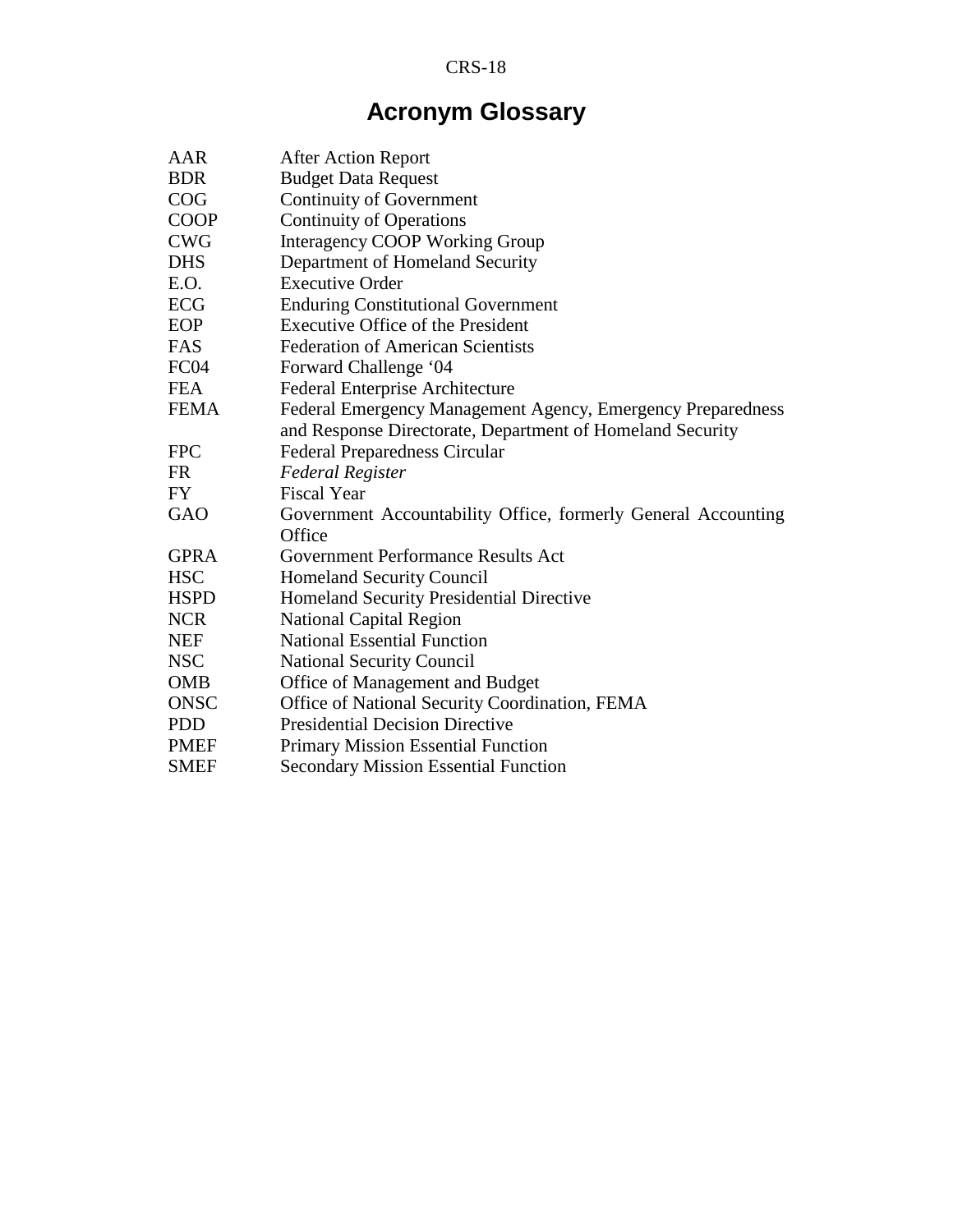# Acronym Glossary

| | |
|---|---|
| AAR | After Action Report |
| BDR | Budget Data Request |
| COG | Continuity of Government |
| COOP | Continuity of Operations |
| CWG | Interagency COOP Working Group |
| DHS | Department of Homeland Security |
| E.O. | Executive Order |
| ECG | Enduring Constitutional Government |
| EOP | Executive Office of the President |
| FAS | Federation of American Scientists |
| FC04 | Forward Challenge '04 |
| FEA | Federal Enterprise Architecture |
| FEMA | Federal Emergency Management Agency, Emergency Preparedness and Response Directorate, Department of Homeland Security |
| FPC | Federal Preparedness Circular |
| FR | *Federal Register* |
| FY | Fiscal Year |
| GAO | Government Accountability Office, formerly General Accounting Office |
| GPRA | Government Performance Results Act |
| HSC | Homeland Security Council |
| HSPD | Homeland Security Presidential Directive |
| NCR | National Capital Region |
| NEF | National Essential Function |
| NSC | National Security Council |
| OMB | Office of Management and Budget |
| ONSC | Office of National Security Coordination, FEMA |
| PDD | Presidential Decision Directive |
| PMEF | Primary Mission Essential Function |
| SMEF | Secondary Mission Essential Function |